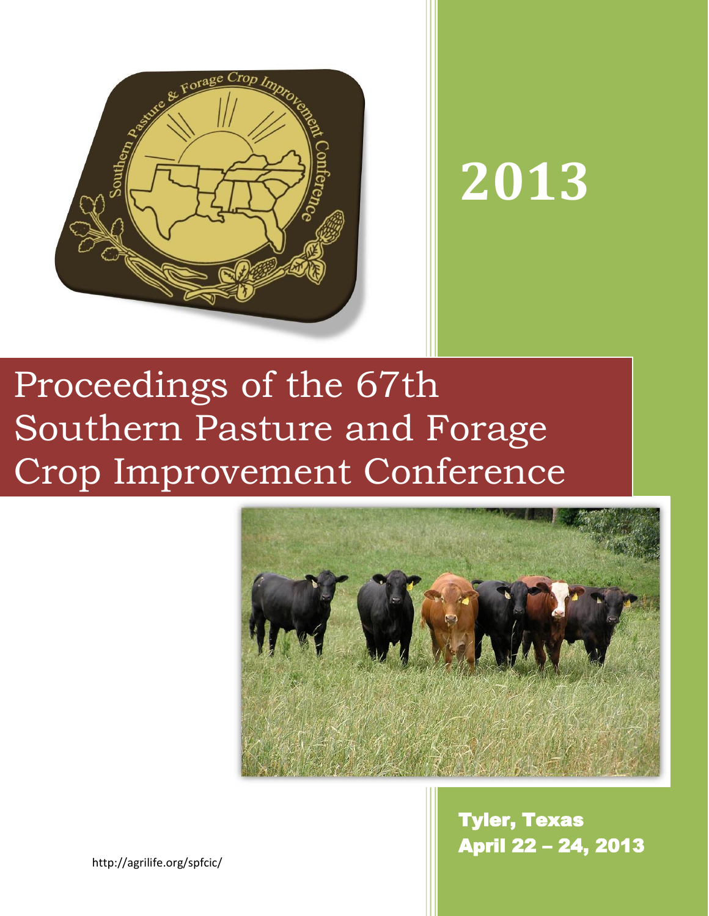# 2013

# Proceedings of the 67th Southern Pasture and Forage Crop Improvement Conference

**Tyler, Texas**
**April 22 – 24, 2013**

http://agrilife.org/spfcic/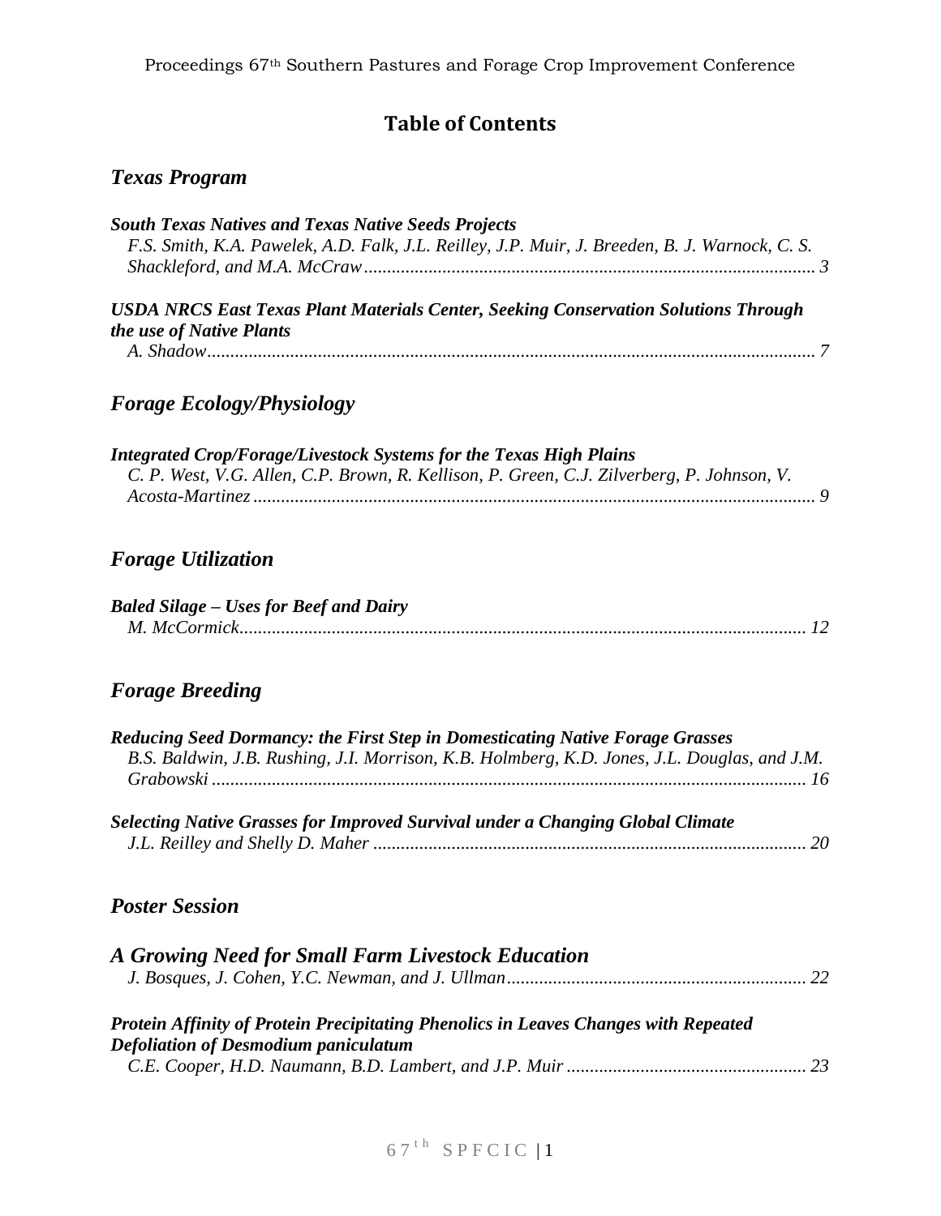# Table of Contents

## *Texas Program*

***South Texas Natives and Texas Native Seeds Projects***
*F.S. Smith, K.A. Pawelek, A.D. Falk, J.L. Reilley, J.P. Muir, J. Breeden, B. J. Warnock, C. S. Shackleford, and M.A. McCraw* ............................................................ *3*

***USDA NRCS East Texas Plant Materials Center, Seeking Conservation Solutions Through the use of Native Plants***
*A. Shadow* ............................................................ *7*

## *Forage Ecology/Physiology*

***Integrated Crop/Forage/Livestock Systems for the Texas High Plains***
*C. P. West, V.G. Allen, C.P. Brown, R. Kellison, P. Green, C.J. Zilverberg, P. Johnson, V. Acosta-Martinez* ............................................................ *9*

## *Forage Utilization*

***Baled Silage – Uses for Beef and Dairy***
*M. McCormick* ............................................................ *12*

## *Forage Breeding*

***Reducing Seed Dormancy: the First Step in Domesticating Native Forage Grasses***
*B.S. Baldwin, J.B. Rushing, J.I. Morrison, K.B. Holmberg, K.D. Jones, J.L. Douglas, and J.M. Grabowski* ............................................................ *16*

***Selecting Native Grasses for Improved Survival under a Changing Global Climate***
*J.L. Reilley and Shelly D. Maher* ............................................................ *20*

## *Poster Session*

***A Growing Need for Small Farm Livestock Education***
*J. Bosques, J. Cohen, Y.C. Newman, and J. Ullman* ............................................................ *22*

***Protein Affinity of Protein Precipitating Phenolics in Leaves Changes with Repeated Defoliation of Desmodium paniculatum***
*C.E. Cooper, H.D. Naumann, B.D. Lambert, and J.P. Muir* ............................................................ *23*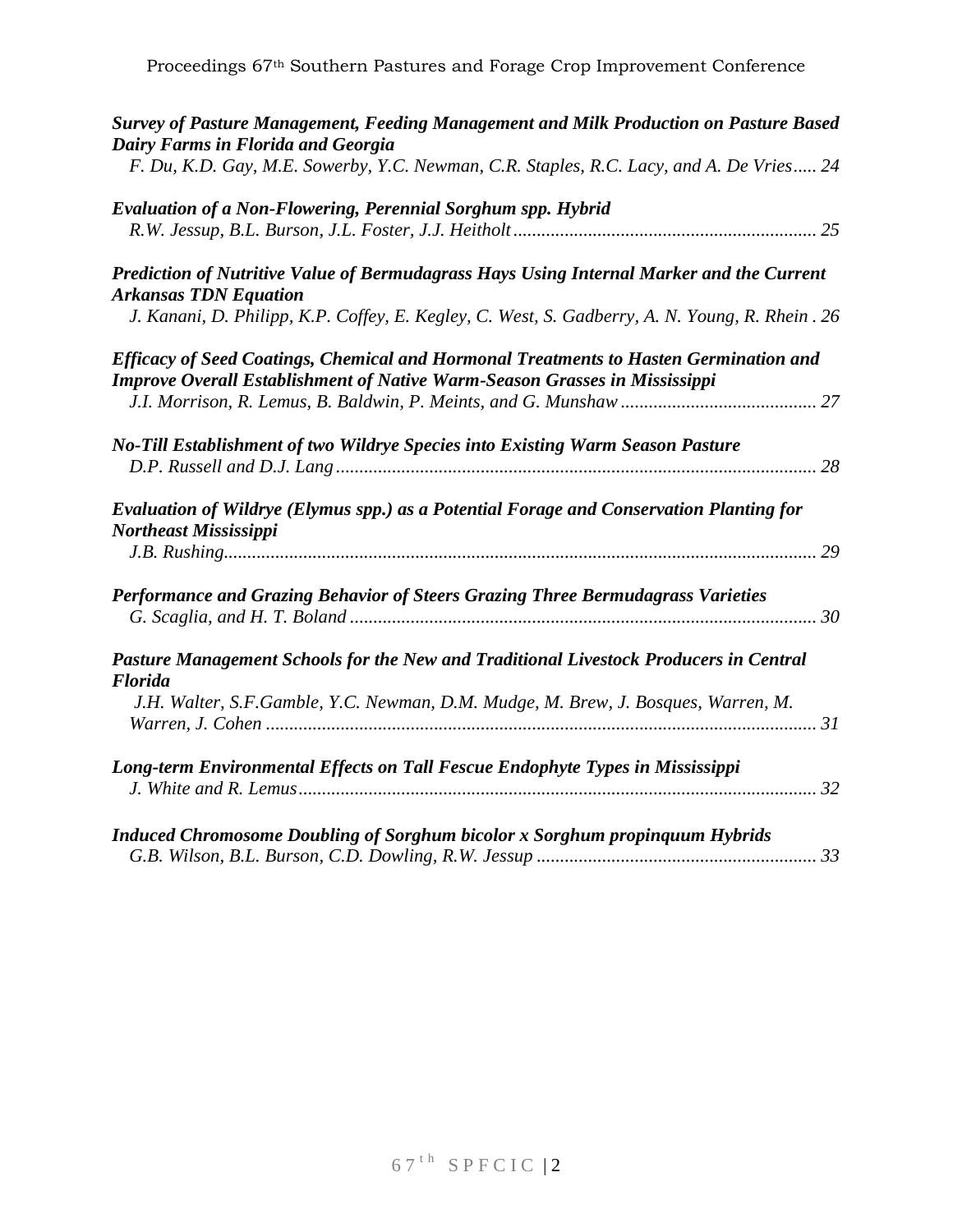***Survey of Pasture Management, Feeding Management and Milk Production on Pasture Based Dairy Farms in Florida and Georgia***
*F. Du, K.D. Gay, M.E. Sowerby, Y.C. Newman, C.R. Staples, R.C. Lacy, and A. De Vries* ..... 24

***Evaluation of a Non-Flowering, Perennial Sorghum spp. Hybrid***
*R.W. Jessup, B.L. Burson, J.L. Foster, J.J. Heitholt* ..... 25

***Prediction of Nutritive Value of Bermudagrass Hays Using Internal Marker and the Current Arkansas TDN Equation***
*J. Kanani, D. Philipp, K.P. Coffey, E. Kegley, C. West, S. Gadberry, A. N. Young, R. Rhein* . 26

***Efficacy of Seed Coatings, Chemical and Hormonal Treatments to Hasten Germination and Improve Overall Establishment of Native Warm-Season Grasses in Mississippi***
*J.I. Morrison, R. Lemus, B. Baldwin, P. Meints, and G. Munshaw* ..... 27

***No-Till Establishment of two Wildrye Species into Existing Warm Season Pasture***
*D.P. Russell and D.J. Lang* ..... 28

***Evaluation of Wildrye (Elymus spp.) as a Potential Forage and Conservation Planting for Northeast Mississippi***
*J.B. Rushing* ..... 29

***Performance and Grazing Behavior of Steers Grazing Three Bermudagrass Varieties***
*G. Scaglia, and H. T. Boland* ..... 30

***Pasture Management Schools for the New and Traditional Livestock Producers in Central Florida***
*J.H. Walter, S.F.Gamble, Y.C. Newman, D.M. Mudge, M. Brew, J. Bosques, Warren, M. Warren, J. Cohen* ..... 31

***Long-term Environmental Effects on Tall Fescue Endophyte Types in Mississippi***
*J. White and R. Lemus* ..... 32

***Induced Chromosome Doubling of Sorghum bicolor x Sorghum propinquum Hybrids***
*G.B. Wilson, B.L. Burson, C.D. Dowling, R.W. Jessup* ..... 33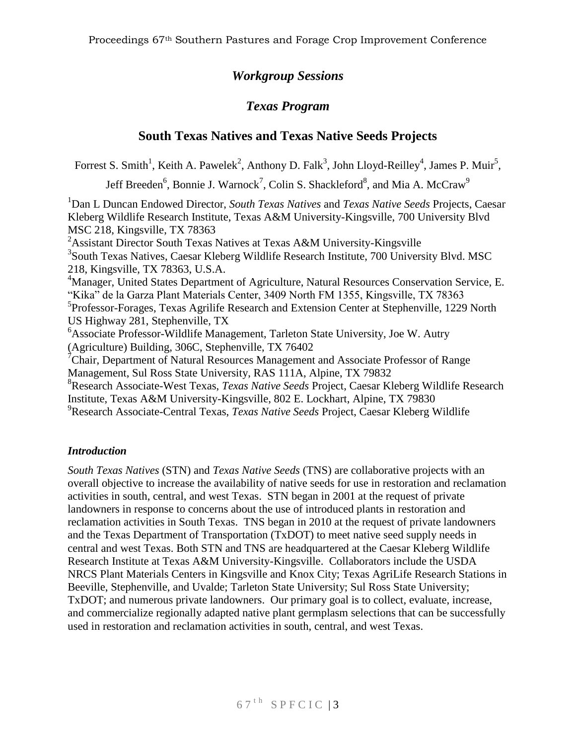## *Workgroup Sessions*

## *Texas Program*

# South Texas Natives and Texas Native Seeds Projects

Forrest S. Smith[1], Keith A. Pawelek[2], Anthony D. Falk[3], John Lloyd-Reilley[4], James P. Muir[5], Jeff Breeden[6], Bonnie J. Warnock[7], Colin S. Shackleford[8], and Mia A. McCraw[9]

[1]Dan L Duncan Endowed Director, *South Texas Natives* and *Texas Native Seeds* Projects, Caesar Kleberg Wildlife Research Institute, Texas A&M University-Kingsville, 700 University Blvd MSC 218, Kingsville, TX 78363
[2]Assistant Director South Texas Natives at Texas A&M University-Kingsville
[3]South Texas Natives, Caesar Kleberg Wildlife Research Institute, 700 University Blvd. MSC 218, Kingsville, TX 78363, U.S.A.
[4]Manager, United States Department of Agriculture, Natural Resources Conservation Service, E. "Kika" de la Garza Plant Materials Center, 3409 North FM 1355, Kingsville, TX 78363
[5]Professor-Forages, Texas Agrilife Research and Extension Center at Stephenville, 1229 North US Highway 281, Stephenville, TX
[6]Associate Professor-Wildlife Management, Tarleton State University, Joe W. Autry (Agriculture) Building, 306C, Stephenville, TX 76402
[7]Chair, Department of Natural Resources Management and Associate Professor of Range Management, Sul Ross State University, RAS 111A, Alpine, TX 79832
[8]Research Associate-West Texas, *Texas Native Seeds* Project, Caesar Kleberg Wildlife Research Institute, Texas A&M University-Kingsville, 802 E. Lockhart, Alpine, TX 79830
[9]Research Associate-Central Texas, *Texas Native Seeds* Project, Caesar Kleberg Wildlife

### *Introduction*

*South Texas Natives* (STN) and *Texas Native Seeds* (TNS) are collaborative projects with an overall objective to increase the availability of native seeds for use in restoration and reclamation activities in south, central, and west Texas. STN began in 2001 at the request of private landowners in response to concerns about the use of introduced plants in restoration and reclamation activities in South Texas. TNS began in 2010 at the request of private landowners and the Texas Department of Transportation (TxDOT) to meet native seed supply needs in central and west Texas. Both STN and TNS are headquartered at the Caesar Kleberg Wildlife Research Institute at Texas A&M University-Kingsville. Collaborators include the USDA NRCS Plant Materials Centers in Kingsville and Knox City; Texas AgriLife Research Stations in Beeville, Stephenville, and Uvalde; Tarleton State University; Sul Ross State University; TxDOT; and numerous private landowners. Our primary goal is to collect, evaluate, increase, and commercialize regionally adapted native plant germplasm selections that can be successfully used in restoration and reclamation activities in south, central, and west Texas.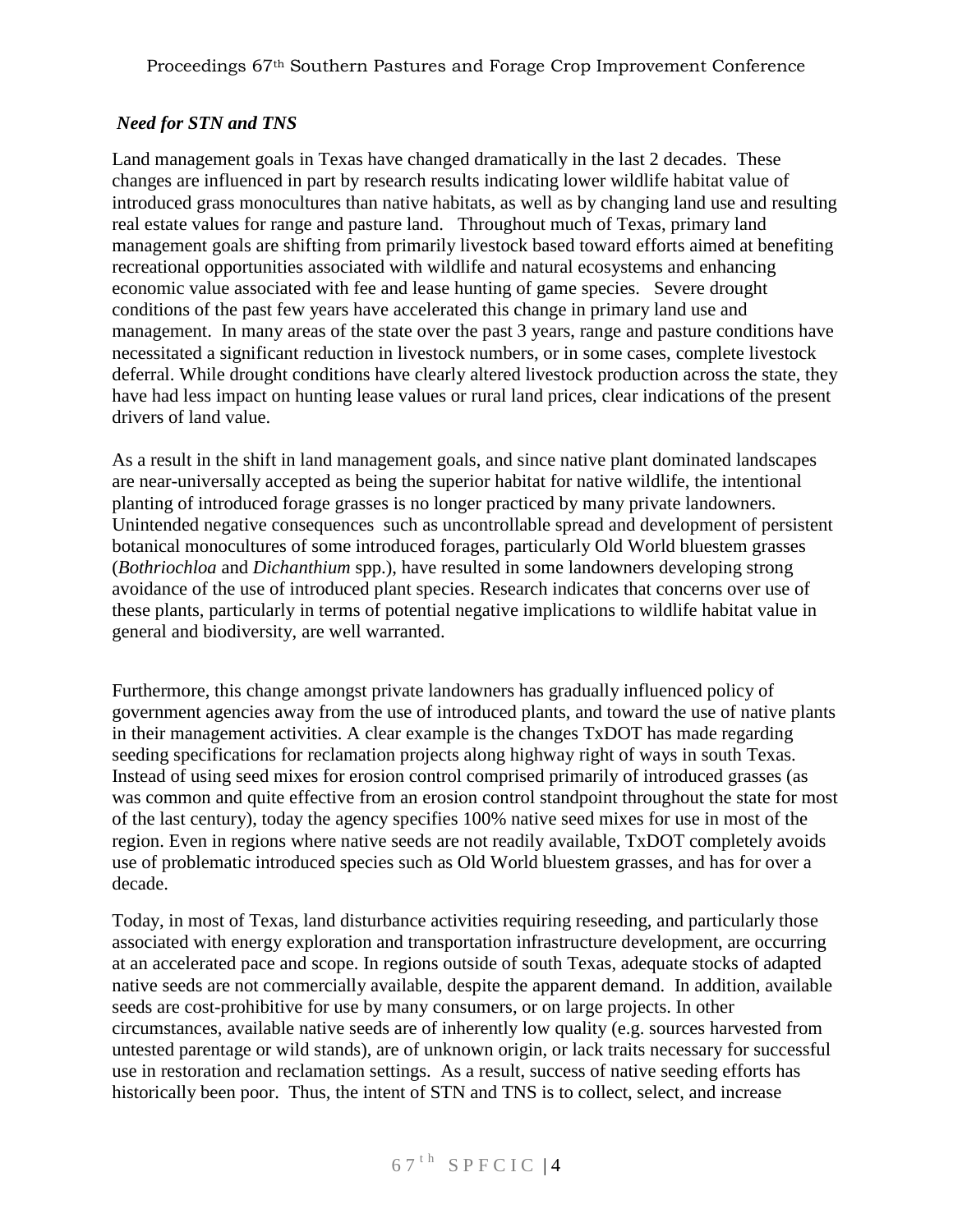### *Need for STN and TNS*

Land management goals in Texas have changed dramatically in the last 2 decades. These changes are influenced in part by research results indicating lower wildlife habitat value of introduced grass monocultures than native habitats, as well as by changing land use and resulting real estate values for range and pasture land. Throughout much of Texas, primary land management goals are shifting from primarily livestock based toward efforts aimed at benefiting recreational opportunities associated with wildlife and natural ecosystems and enhancing economic value associated with fee and lease hunting of game species. Severe drought conditions of the past few years have accelerated this change in primary land use and management. In many areas of the state over the past 3 years, range and pasture conditions have necessitated a significant reduction in livestock numbers, or in some cases, complete livestock deferral. While drought conditions have clearly altered livestock production across the state, they have had less impact on hunting lease values or rural land prices, clear indications of the present drivers of land value.

As a result in the shift in land management goals, and since native plant dominated landscapes are near-universally accepted as being the superior habitat for native wildlife, the intentional planting of introduced forage grasses is no longer practiced by many private landowners. Unintended negative consequences such as uncontrollable spread and development of persistent botanical monocultures of some introduced forages, particularly Old World bluestem grasses (*Bothriochloa* and *Dichanthium* spp.), have resulted in some landowners developing strong avoidance of the use of introduced plant species. Research indicates that concerns over use of these plants, particularly in terms of potential negative implications to wildlife habitat value in general and biodiversity, are well warranted.

Furthermore, this change amongst private landowners has gradually influenced policy of government agencies away from the use of introduced plants, and toward the use of native plants in their management activities. A clear example is the changes TxDOT has made regarding seeding specifications for reclamation projects along highway right of ways in south Texas. Instead of using seed mixes for erosion control comprised primarily of introduced grasses (as was common and quite effective from an erosion control standpoint throughout the state for most of the last century), today the agency specifies 100% native seed mixes for use in most of the region. Even in regions where native seeds are not readily available, TxDOT completely avoids use of problematic introduced species such as Old World bluestem grasses, and has for over a decade.

Today, in most of Texas, land disturbance activities requiring reseeding, and particularly those associated with energy exploration and transportation infrastructure development, are occurring at an accelerated pace and scope. In regions outside of south Texas, adequate stocks of adapted native seeds are not commercially available, despite the apparent demand. In addition, available seeds are cost-prohibitive for use by many consumers, or on large projects. In other circumstances, available native seeds are of inherently low quality (e.g. sources harvested from untested parentage or wild stands), are of unknown origin, or lack traits necessary for successful use in restoration and reclamation settings. As a result, success of native seeding efforts has historically been poor. Thus, the intent of STN and TNS is to collect, select, and increase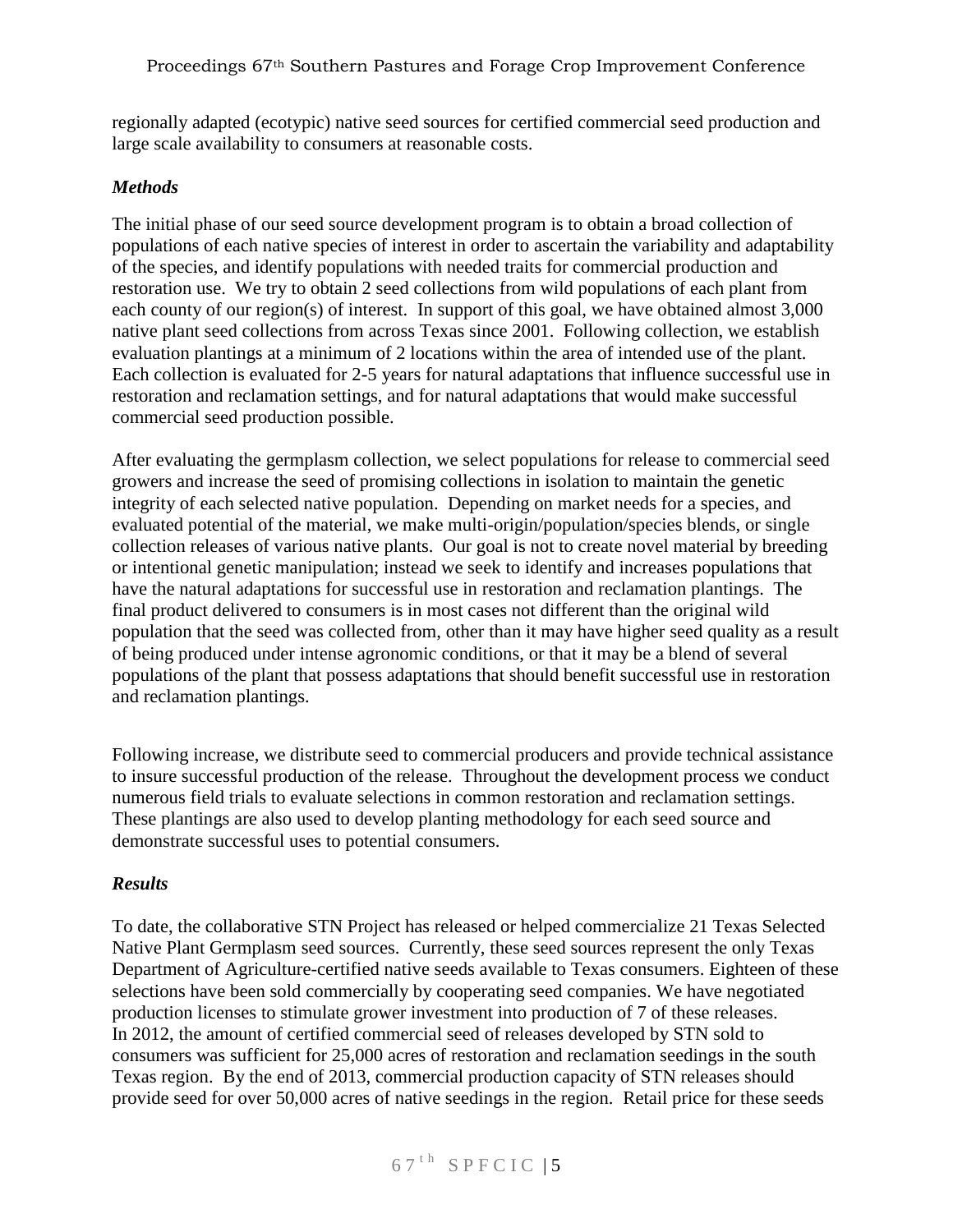regionally adapted (ecotypic) native seed sources for certified commercial seed production and large scale availability to consumers at reasonable costs.

### *Methods*

The initial phase of our seed source development program is to obtain a broad collection of populations of each native species of interest in order to ascertain the variability and adaptability of the species, and identify populations with needed traits for commercial production and restoration use. We try to obtain 2 seed collections from wild populations of each plant from each county of our region(s) of interest. In support of this goal, we have obtained almost 3,000 native plant seed collections from across Texas since 2001. Following collection, we establish evaluation plantings at a minimum of 2 locations within the area of intended use of the plant. Each collection is evaluated for 2-5 years for natural adaptations that influence successful use in restoration and reclamation settings, and for natural adaptations that would make successful commercial seed production possible.

After evaluating the germplasm collection, we select populations for release to commercial seed growers and increase the seed of promising collections in isolation to maintain the genetic integrity of each selected native population. Depending on market needs for a species, and evaluated potential of the material, we make multi-origin/population/species blends, or single collection releases of various native plants. Our goal is not to create novel material by breeding or intentional genetic manipulation; instead we seek to identify and increases populations that have the natural adaptations for successful use in restoration and reclamation plantings. The final product delivered to consumers is in most cases not different than the original wild population that the seed was collected from, other than it may have higher seed quality as a result of being produced under intense agronomic conditions, or that it may be a blend of several populations of the plant that possess adaptations that should benefit successful use in restoration and reclamation plantings.

Following increase, we distribute seed to commercial producers and provide technical assistance to insure successful production of the release. Throughout the development process we conduct numerous field trials to evaluate selections in common restoration and reclamation settings. These plantings are also used to develop planting methodology for each seed source and demonstrate successful uses to potential consumers.

### *Results*

To date, the collaborative STN Project has released or helped commercialize 21 Texas Selected Native Plant Germplasm seed sources. Currently, these seed sources represent the only Texas Department of Agriculture-certified native seeds available to Texas consumers. Eighteen of these selections have been sold commercially by cooperating seed companies. We have negotiated production licenses to stimulate grower investment into production of 7 of these releases. In 2012, the amount of certified commercial seed of releases developed by STN sold to consumers was sufficient for 25,000 acres of restoration and reclamation seedings in the south Texas region. By the end of 2013, commercial production capacity of STN releases should provide seed for over 50,000 acres of native seedings in the region. Retail price for these seeds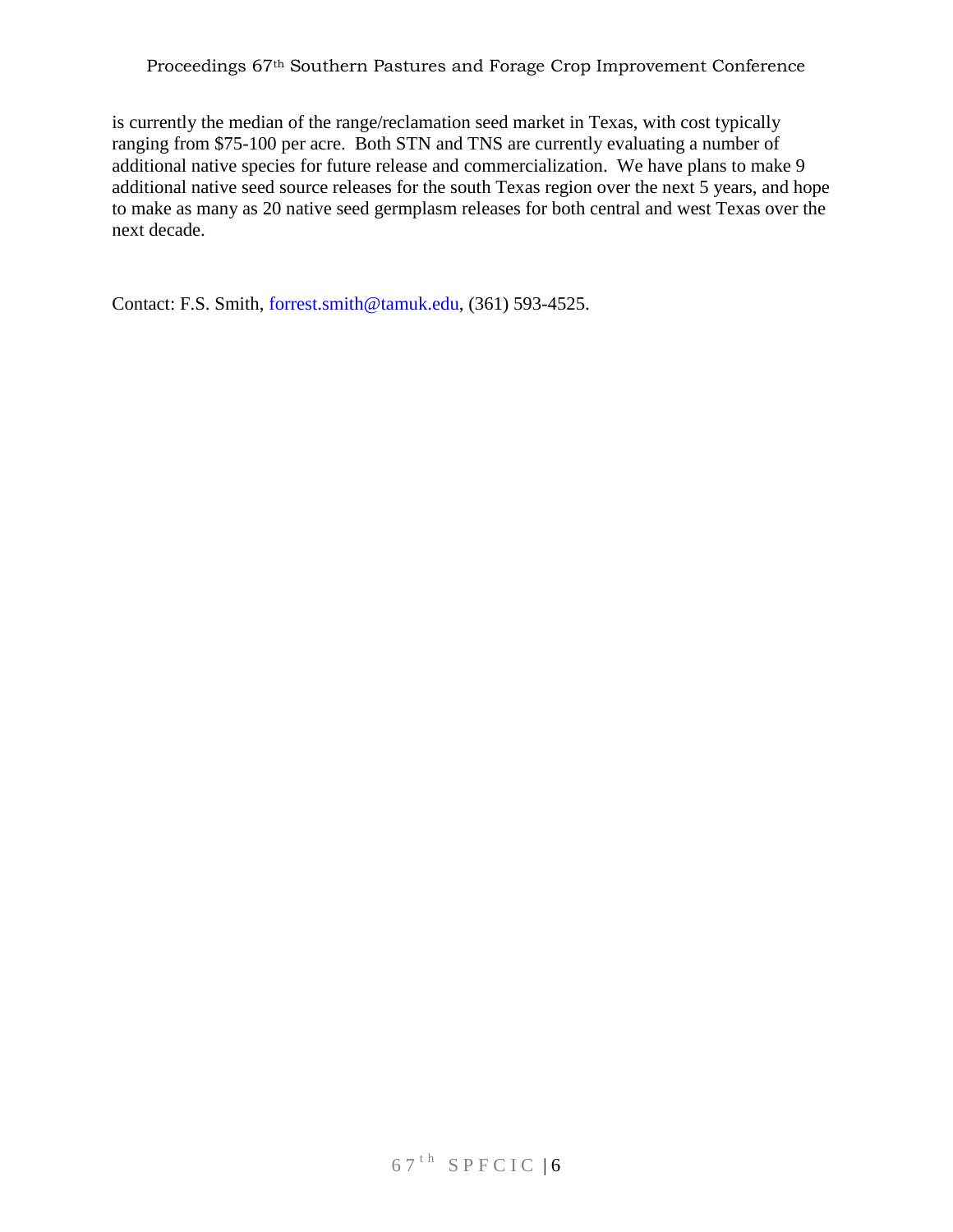is currently the median of the range/reclamation seed market in Texas, with cost typically ranging from $75-100 per acre. Both STN and TNS are currently evaluating a number of additional native species for future release and commercialization. We have plans to make 9 additional native seed source releases for the south Texas region over the next 5 years, and hope to make as many as 20 native seed germplasm releases for both central and west Texas over the next decade.

Contact: F.S. Smith, forrest.smith@tamuk.edu, (361) 593-4525.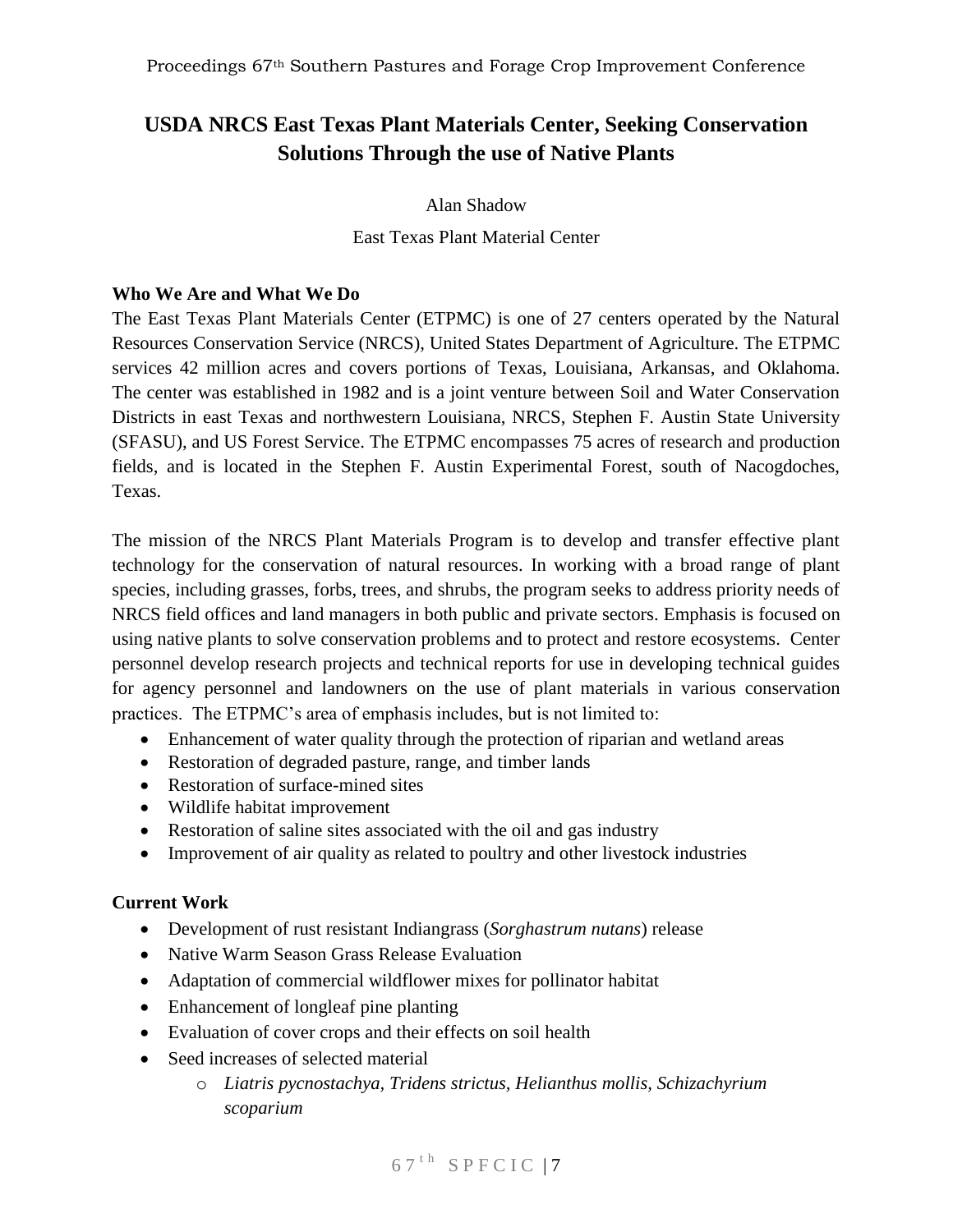# USDA NRCS East Texas Plant Materials Center, Seeking Conservation Solutions Through the use of Native Plants

Alan Shadow

East Texas Plant Material Center

**Who We Are and What We Do**

The East Texas Plant Materials Center (ETPMC) is one of 27 centers operated by the Natural Resources Conservation Service (NRCS), United States Department of Agriculture. The ETPMC services 42 million acres and covers portions of Texas, Louisiana, Arkansas, and Oklahoma. The center was established in 1982 and is a joint venture between Soil and Water Conservation Districts in east Texas and northwestern Louisiana, NRCS, Stephen F. Austin State University (SFASU), and US Forest Service. The ETPMC encompasses 75 acres of research and production fields, and is located in the Stephen F. Austin Experimental Forest, south of Nacogdoches, Texas.

The mission of the NRCS Plant Materials Program is to develop and transfer effective plant technology for the conservation of natural resources. In working with a broad range of plant species, including grasses, forbs, trees, and shrubs, the program seeks to address priority needs of NRCS field offices and land managers in both public and private sectors. Emphasis is focused on using native plants to solve conservation problems and to protect and restore ecosystems. Center personnel develop research projects and technical reports for use in developing technical guides for agency personnel and landowners on the use of plant materials in various conservation practices. The ETPMC's area of emphasis includes, but is not limited to:

- Enhancement of water quality through the protection of riparian and wetland areas
- Restoration of degraded pasture, range, and timber lands
- Restoration of surface-mined sites
- Wildlife habitat improvement
- Restoration of saline sites associated with the oil and gas industry
- Improvement of air quality as related to poultry and other livestock industries

**Current Work**

- Development of rust resistant Indiangrass (*Sorghastrum nutans*) release
- Native Warm Season Grass Release Evaluation
- Adaptation of commercial wildflower mixes for pollinator habitat
- Enhancement of longleaf pine planting
- Evaluation of cover crops and their effects on soil health
- Seed increases of selected material
  - *Liatris pycnostachya, Tridens strictus, Helianthus mollis, Schizachyrium scoparium*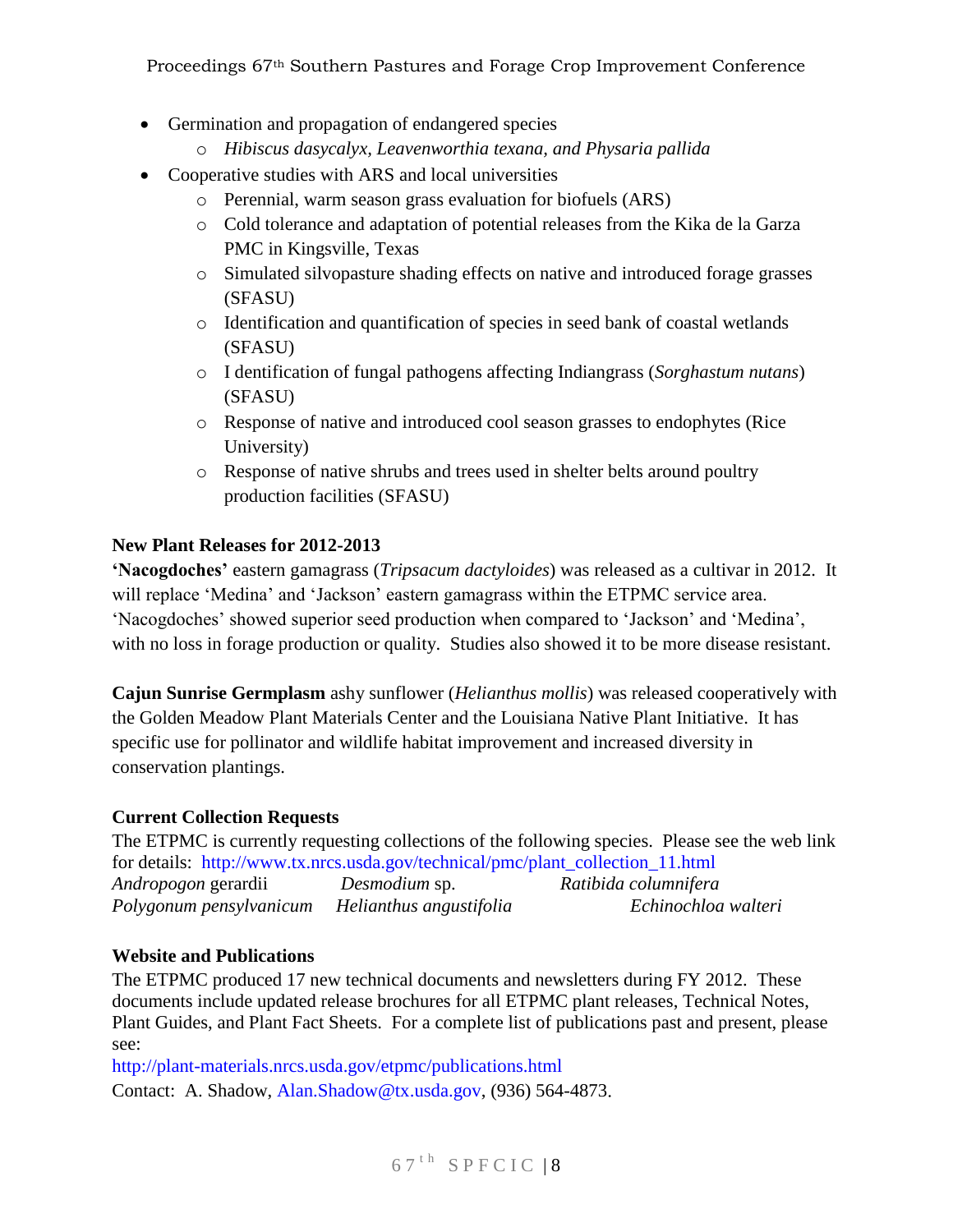- Germination and propagation of endangered species
    - *Hibiscus dasycalyx, Leavenworthia texana, and Physaria pallida*
- Cooperative studies with ARS and local universities
    - Perennial, warm season grass evaluation for biofuels (ARS)
    - Cold tolerance and adaptation of potential releases from the Kika de la Garza PMC in Kingsville, Texas
    - Simulated silvopasture shading effects on native and introduced forage grasses (SFASU)
    - Identification and quantification of species in seed bank of coastal wetlands (SFASU)
    - I dentification of fungal pathogens affecting Indiangrass (*Sorghastum nutans*) (SFASU)
    - Response of native and introduced cool season grasses to endophytes (Rice University)
    - Response of native shrubs and trees used in shelter belts around poultry production facilities (SFASU)

**New Plant Releases for 2012-2013**

**'Nacogdoches'** eastern gamagrass (*Tripsacum dactyloides*) was released as a cultivar in 2012. It will replace 'Medina' and 'Jackson' eastern gamagrass within the ETPMC service area. 'Nacogdoches' showed superior seed production when compared to 'Jackson' and 'Medina', with no loss in forage production or quality. Studies also showed it to be more disease resistant.

**Cajun Sunrise Germplasm** ashy sunflower (*Helianthus mollis*) was released cooperatively with the Golden Meadow Plant Materials Center and the Louisiana Native Plant Initiative. It has specific use for pollinator and wildlife habitat improvement and increased diversity in conservation plantings.

**Current Collection Requests**

The ETPMC is currently requesting collections of the following species. Please see the web link for details: http://www.tx.nrcs.usda.gov/technical/pmc/plant_collection_11.html

*Andropogon* gerardii *Desmodium* sp. *Ratibida columnifera*
*Polygonum pensylvanicum* *Helianthus angustifolia* *Echinochloa walteri*

**Website and Publications**

The ETPMC produced 17 new technical documents and newsletters during FY 2012. These documents include updated release brochures for all ETPMC plant releases, Technical Notes, Plant Guides, and Plant Fact Sheets. For a complete list of publications past and present, please see:
http://plant-materials.nrcs.usda.gov/etpmc/publications.html

Contact: A. Shadow, Alan.Shadow@tx.usda.gov, (936) 564-4873.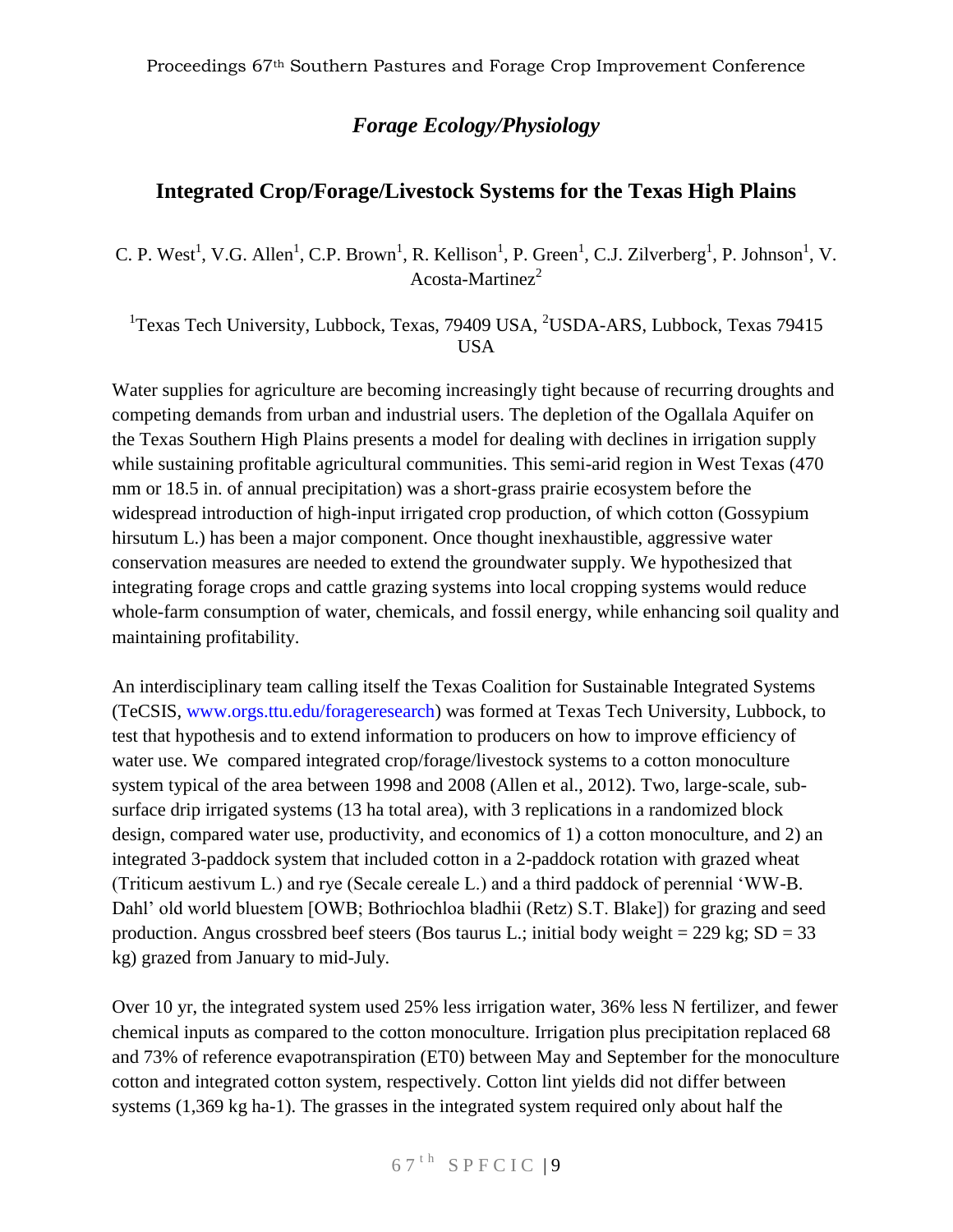## *Forage Ecology/Physiology*

# Integrated Crop/Forage/Livestock Systems for the Texas High Plains

C. P. West[1], V.G. Allen[1], C.P. Brown[1], R. Kellison[1], P. Green[1], C.J. Zilverberg[1], P. Johnson[1], V. Acosta-Martinez[2]

[1]Texas Tech University, Lubbock, Texas, 79409 USA, [2]USDA-ARS, Lubbock, Texas 79415 USA

Water supplies for agriculture are becoming increasingly tight because of recurring droughts and competing demands from urban and industrial users. The depletion of the Ogallala Aquifer on the Texas Southern High Plains presents a model for dealing with declines in irrigation supply while sustaining profitable agricultural communities. This semi-arid region in West Texas (470 mm or 18.5 in. of annual precipitation) was a short-grass prairie ecosystem before the widespread introduction of high-input irrigated crop production, of which cotton (Gossypium hirsutum L.) has been a major component. Once thought inexhaustible, aggressive water conservation measures are needed to extend the groundwater supply. We hypothesized that integrating forage crops and cattle grazing systems into local cropping systems would reduce whole-farm consumption of water, chemicals, and fossil energy, while enhancing soil quality and maintaining profitability.

An interdisciplinary team calling itself the Texas Coalition for Sustainable Integrated Systems (TeCSIS, www.orgs.ttu.edu/forageresearch) was formed at Texas Tech University, Lubbock, to test that hypothesis and to extend information to producers on how to improve efficiency of water use. We compared integrated crop/forage/livestock systems to a cotton monoculture system typical of the area between 1998 and 2008 (Allen et al., 2012). Two, large-scale, sub-surface drip irrigated systems (13 ha total area), with 3 replications in a randomized block design, compared water use, productivity, and economics of 1) a cotton monoculture, and 2) an integrated 3-paddock system that included cotton in a 2-paddock rotation with grazed wheat (Triticum aestivum L.) and rye (Secale cereale L.) and a third paddock of perennial 'WW-B. Dahl' old world bluestem [OWB; Bothriochloa bladhii (Retz) S.T. Blake]) for grazing and seed production. Angus crossbred beef steers (Bos taurus L.; initial body weight = 229 kg; SD = 33 kg) grazed from January to mid-July.

Over 10 yr, the integrated system used 25% less irrigation water, 36% less N fertilizer, and fewer chemical inputs as compared to the cotton monoculture. Irrigation plus precipitation replaced 68 and 73% of reference evapotranspiration (ET0) between May and September for the monoculture cotton and integrated cotton system, respectively. Cotton lint yields did not differ between systems (1,369 kg ha-1). The grasses in the integrated system required only about half the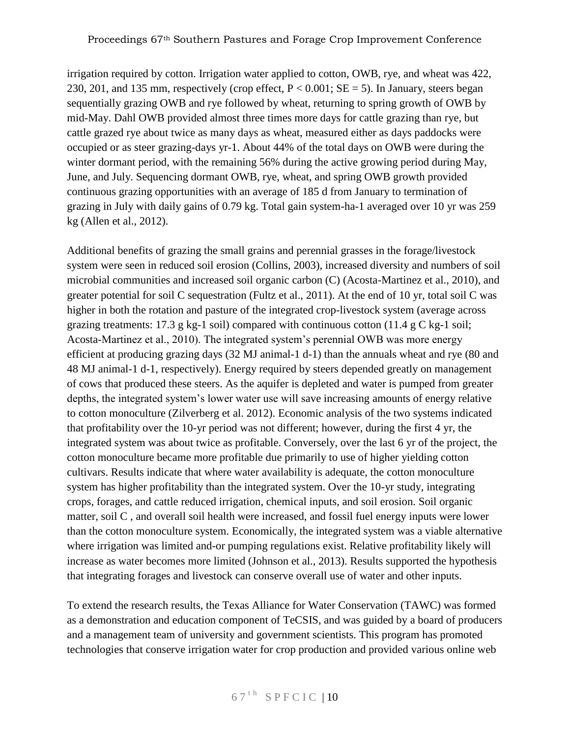irrigation required by cotton. Irrigation water applied to cotton, OWB, rye, and wheat was 422, 230, 201, and 135 mm, respectively (crop effect, $P < 0.001$; $SE = 5$). In January, steers began sequentially grazing OWB and rye followed by wheat, returning to spring growth of OWB by mid-May. Dahl OWB provided almost three times more days for cattle grazing than rye, but cattle grazed rye about twice as many days as wheat, measured either as days paddocks were occupied or as steer grazing-days $yr^{-1}$. About 44% of the total days on OWB were during the winter dormant period, with the remaining 56% during the active growing period during May, June, and July. Sequencing dormant OWB, rye, wheat, and spring OWB growth provided continuous grazing opportunities with an average of 185 d from January to termination of grazing in July with daily gains of 0.79 kg. Total gain system-$ha^{-1}$ averaged over 10 yr was 259 kg (Allen et al., 2012).

Additional benefits of grazing the small grains and perennial grasses in the forage/livestock system were seen in reduced soil erosion (Collins, 2003), increased diversity and numbers of soil microbial communities and increased soil organic carbon (C) (Acosta-Martinez et al., 2010), and greater potential for soil C sequestration (Fultz et al., 2011). At the end of 10 yr, total soil C was higher in both the rotation and pasture of the integrated crop-livestock system (average across grazing treatments: 17.3 g $kg^{-1}$ soil) compared with continuous cotton (11.4 g C $kg^{-1}$ soil; Acosta-Martinez et al., 2010). The integrated system's perennial OWB was more energy efficient at producing grazing days (32 MJ $animal^{-1}$ $d^{-1}$) than the annuals wheat and rye (80 and 48 MJ $animal^{-1}$ $d^{-1}$, respectively). Energy required by steers depended greatly on management of cows that produced these steers. As the aquifer is depleted and water is pumped from greater depths, the integrated system's lower water use will save increasing amounts of energy relative to cotton monoculture (Zilverberg et al. 2012). Economic analysis of the two systems indicated that profitability over the 10-yr period was not different; however, during the first 4 yr, the integrated system was about twice as profitable. Conversely, over the last 6 yr of the project, the cotton monoculture became more profitable due primarily to use of higher yielding cotton cultivars. Results indicate that where water availability is adequate, the cotton monoculture system has higher profitability than the integrated system. Over the 10-yr study, integrating crops, forages, and cattle reduced irrigation, chemical inputs, and soil erosion. Soil organic matter, soil C , and overall soil health were increased, and fossil fuel energy inputs were lower than the cotton monoculture system. Economically, the integrated system was a viable alternative where irrigation was limited and-or pumping regulations exist. Relative profitability likely will increase as water becomes more limited (Johnson et al., 2013). Results supported the hypothesis that integrating forages and livestock can conserve overall use of water and other inputs.

To extend the research results, the Texas Alliance for Water Conservation (TAWC) was formed as a demonstration and education component of TeCSIS, and was guided by a board of producers and a management team of university and government scientists. This program has promoted technologies that conserve irrigation water for crop production and provided various online web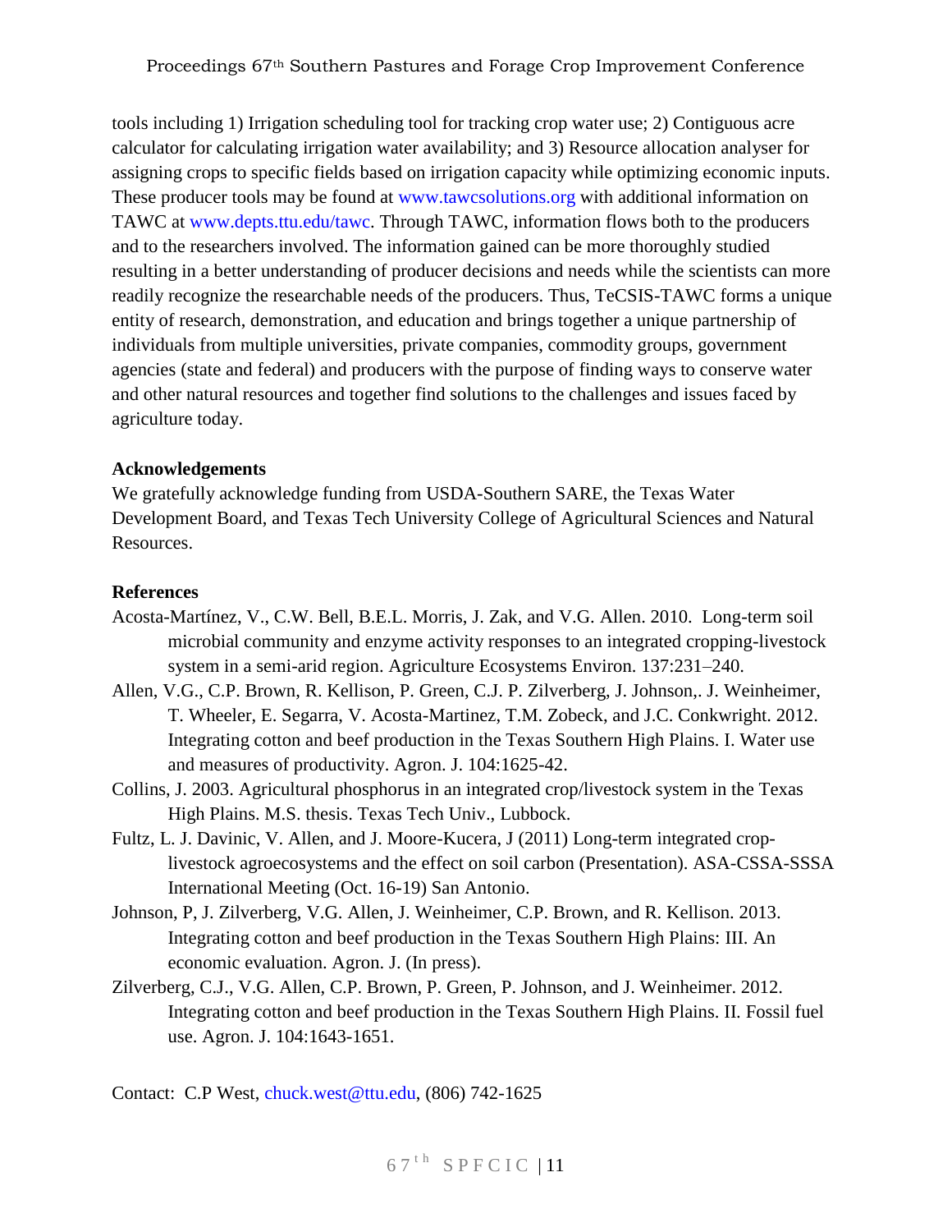tools including 1) Irrigation scheduling tool for tracking crop water use; 2) Contiguous acre calculator for calculating irrigation water availability; and 3) Resource allocation analyser for assigning crops to specific fields based on irrigation capacity while optimizing economic inputs. These producer tools may be found at www.tawcsolutions.org with additional information on TAWC at www.depts.ttu.edu/tawc. Through TAWC, information flows both to the producers and to the researchers involved. The information gained can be more thoroughly studied resulting in a better understanding of producer decisions and needs while the scientists can more readily recognize the researchable needs of the producers. Thus, TeCSIS-TAWC forms a unique entity of research, demonstration, and education and brings together a unique partnership of individuals from multiple universities, private companies, commodity groups, government agencies (state and federal) and producers with the purpose of finding ways to conserve water and other natural resources and together find solutions to the challenges and issues faced by agriculture today.

**Acknowledgements**

We gratefully acknowledge funding from USDA-Southern SARE, the Texas Water Development Board, and Texas Tech University College of Agricultural Sciences and Natural Resources.

**References**

Acosta-Martínez, V., C.W. Bell, B.E.L. Morris, J. Zak, and V.G. Allen. 2010. Long-term soil microbial community and enzyme activity responses to an integrated cropping-livestock system in a semi-arid region. Agriculture Ecosystems Environ. 137:231–240.

Allen, V.G., C.P. Brown, R. Kellison, P. Green, C.J. P. Zilverberg, J. Johnson,. J. Weinheimer, T. Wheeler, E. Segarra, V. Acosta-Martinez, T.M. Zobeck, and J.C. Conkwright. 2012. Integrating cotton and beef production in the Texas Southern High Plains. I. Water use and measures of productivity. Agron. J. 104:1625-42.

Collins, J. 2003. Agricultural phosphorus in an integrated crop/livestock system in the Texas High Plains. M.S. thesis. Texas Tech Univ., Lubbock.

Fultz, L. J. Davinic, V. Allen, and J. Moore-Kucera, J (2011) Long-term integrated crop-livestock agroecosystems and the effect on soil carbon (Presentation). ASA-CSSA-SSSA International Meeting (Oct. 16-19) San Antonio.

Johnson, P, J. Zilverberg, V.G. Allen, J. Weinheimer, C.P. Brown, and R. Kellison. 2013. Integrating cotton and beef production in the Texas Southern High Plains: III. An economic evaluation. Agron. J. (In press).

Zilverberg, C.J., V.G. Allen, C.P. Brown, P. Green, P. Johnson, and J. Weinheimer. 2012. Integrating cotton and beef production in the Texas Southern High Plains. II. Fossil fuel use. Agron. J. 104:1643-1651.

Contact: C.P West, chuck.west@ttu.edu, (806) 742-1625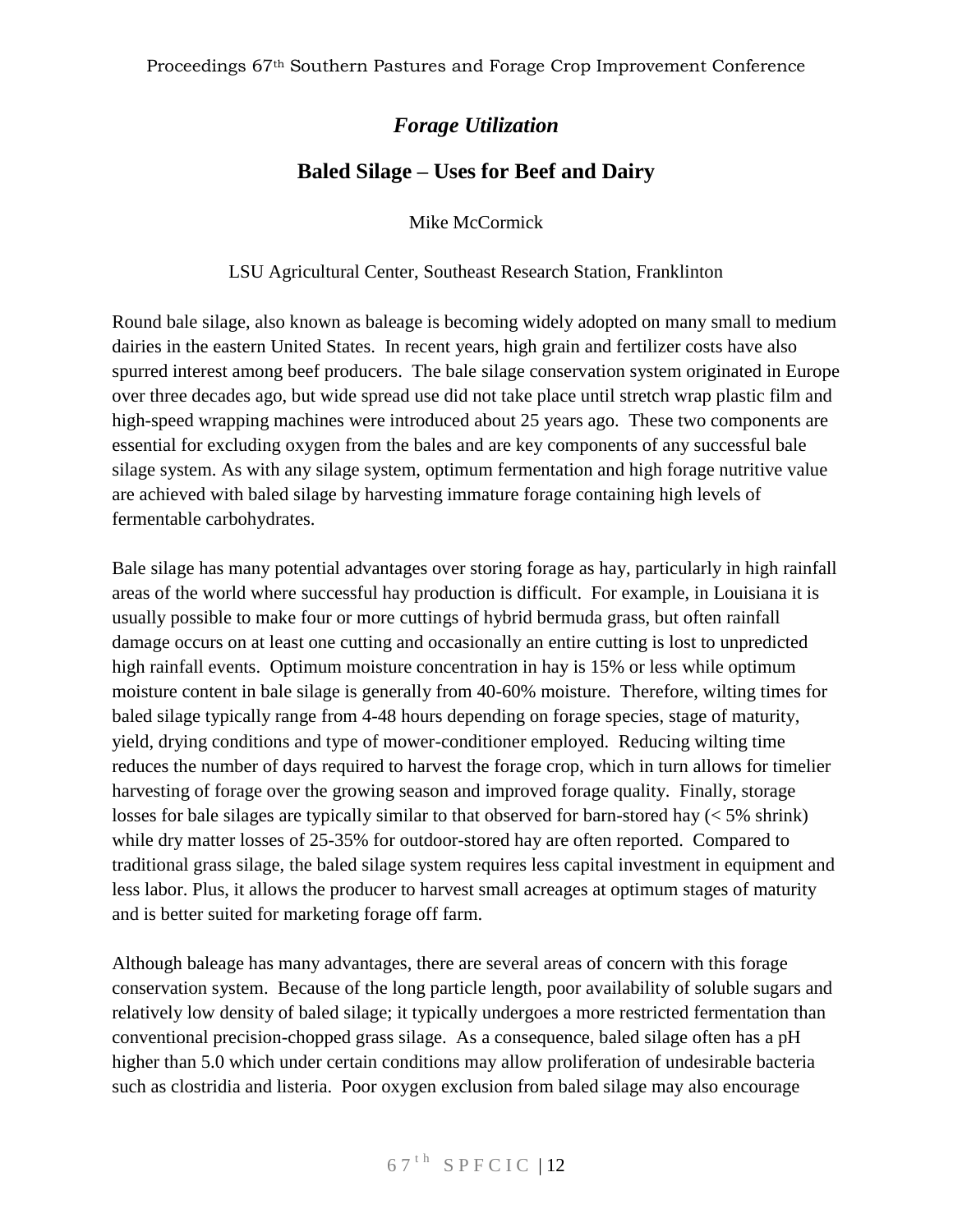## *Forage Utilization*

## Baled Silage – Uses for Beef and Dairy

Mike McCormick

LSU Agricultural Center, Southeast Research Station, Franklinton

Round bale silage, also known as baleage is becoming widely adopted on many small to medium dairies in the eastern United States. In recent years, high grain and fertilizer costs have also spurred interest among beef producers. The bale silage conservation system originated in Europe over three decades ago, but wide spread use did not take place until stretch wrap plastic film and high-speed wrapping machines were introduced about 25 years ago. These two components are essential for excluding oxygen from the bales and are key components of any successful bale silage system. As with any silage system, optimum fermentation and high forage nutritive value are achieved with baled silage by harvesting immature forage containing high levels of fermentable carbohydrates.

Bale silage has many potential advantages over storing forage as hay, particularly in high rainfall areas of the world where successful hay production is difficult. For example, in Louisiana it is usually possible to make four or more cuttings of hybrid bermuda grass, but often rainfall damage occurs on at least one cutting and occasionally an entire cutting is lost to unpredicted high rainfall events. Optimum moisture concentration in hay is 15% or less while optimum moisture content in bale silage is generally from 40-60% moisture. Therefore, wilting times for baled silage typically range from 4-48 hours depending on forage species, stage of maturity, yield, drying conditions and type of mower-conditioner employed. Reducing wilting time reduces the number of days required to harvest the forage crop, which in turn allows for timelier harvesting of forage over the growing season and improved forage quality. Finally, storage losses for bale silages are typically similar to that observed for barn-stored hay (< 5% shrink) while dry matter losses of 25-35% for outdoor-stored hay are often reported. Compared to traditional grass silage, the baled silage system requires less capital investment in equipment and less labor. Plus, it allows the producer to harvest small acreages at optimum stages of maturity and is better suited for marketing forage off farm.

Although baleage has many advantages, there are several areas of concern with this forage conservation system. Because of the long particle length, poor availability of soluble sugars and relatively low density of baled silage; it typically undergoes a more restricted fermentation than conventional precision-chopped grass silage. As a consequence, baled silage often has a pH higher than 5.0 which under certain conditions may allow proliferation of undesirable bacteria such as clostridia and listeria. Poor oxygen exclusion from baled silage may also encourage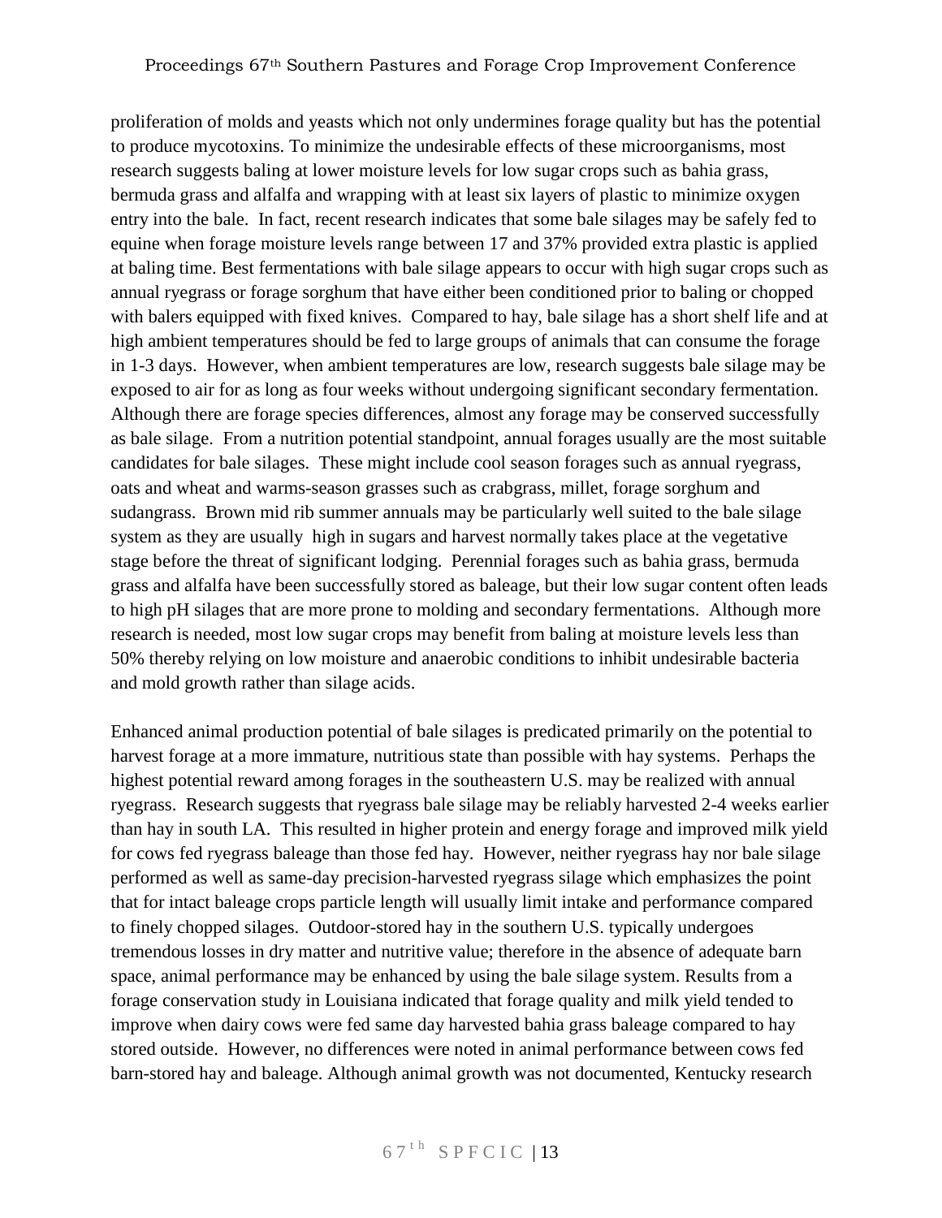proliferation of molds and yeasts which not only undermines forage quality but has the potential to produce mycotoxins. To minimize the undesirable effects of these microorganisms, most research suggests baling at lower moisture levels for low sugar crops such as bahia grass, bermuda grass and alfalfa and wrapping with at least six layers of plastic to minimize oxygen entry into the bale. In fact, recent research indicates that some bale silages may be safely fed to equine when forage moisture levels range between 17 and 37% provided extra plastic is applied at baling time. Best fermentations with bale silage appears to occur with high sugar crops such as annual ryegrass or forage sorghum that have either been conditioned prior to baling or chopped with balers equipped with fixed knives. Compared to hay, bale silage has a short shelf life and at high ambient temperatures should be fed to large groups of animals that can consume the forage in 1-3 days. However, when ambient temperatures are low, research suggests bale silage may be exposed to air for as long as four weeks without undergoing significant secondary fermentation. Although there are forage species differences, almost any forage may be conserved successfully as bale silage. From a nutrition potential standpoint, annual forages usually are the most suitable candidates for bale silages. These might include cool season forages such as annual ryegrass, oats and wheat and warms-season grasses such as crabgrass, millet, forage sorghum and sudangrass. Brown mid rib summer annuals may be particularly well suited to the bale silage system as they are usually high in sugars and harvest normally takes place at the vegetative stage before the threat of significant lodging. Perennial forages such as bahia grass, bermuda grass and alfalfa have been successfully stored as baleage, but their low sugar content often leads to high pH silages that are more prone to molding and secondary fermentations. Although more research is needed, most low sugar crops may benefit from baling at moisture levels less than 50% thereby relying on low moisture and anaerobic conditions to inhibit undesirable bacteria and mold growth rather than silage acids.

Enhanced animal production potential of bale silages is predicated primarily on the potential to harvest forage at a more immature, nutritious state than possible with hay systems. Perhaps the highest potential reward among forages in the southeastern U.S. may be realized with annual ryegrass. Research suggests that ryegrass bale silage may be reliably harvested 2-4 weeks earlier than hay in south LA. This resulted in higher protein and energy forage and improved milk yield for cows fed ryegrass baleage than those fed hay. However, neither ryegrass hay nor bale silage performed as well as same-day precision-harvested ryegrass silage which emphasizes the point that for intact baleage crops particle length will usually limit intake and performance compared to finely chopped silages. Outdoor-stored hay in the southern U.S. typically undergoes tremendous losses in dry matter and nutritive value; therefore in the absence of adequate barn space, animal performance may be enhanced by using the bale silage system. Results from a forage conservation study in Louisiana indicated that forage quality and milk yield tended to improve when dairy cows were fed same day harvested bahia grass baleage compared to hay stored outside. However, no differences were noted in animal performance between cows fed barn-stored hay and baleage. Although animal growth was not documented, Kentucky research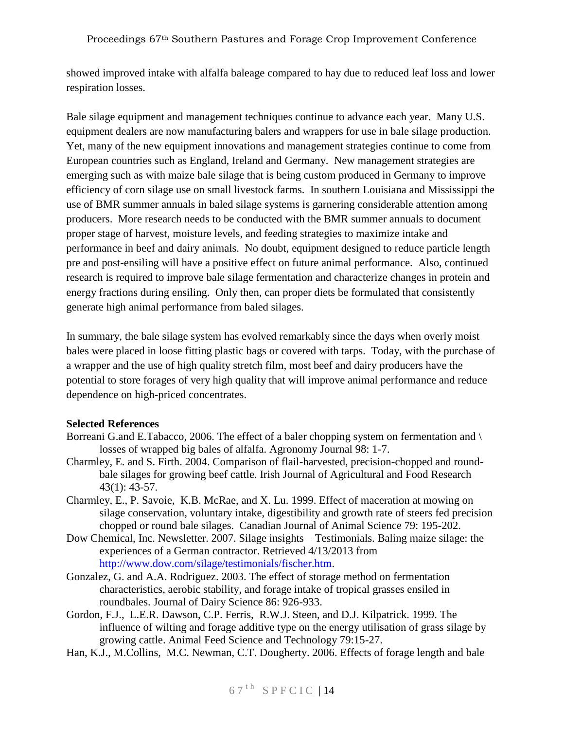showed improved intake with alfalfa baleage compared to hay due to reduced leaf loss and lower respiration losses.

Bale silage equipment and management techniques continue to advance each year. Many U.S. equipment dealers are now manufacturing balers and wrappers for use in bale silage production. Yet, many of the new equipment innovations and management strategies continue to come from European countries such as England, Ireland and Germany. New management strategies are emerging such as with maize bale silage that is being custom produced in Germany to improve efficiency of corn silage use on small livestock farms. In southern Louisiana and Mississippi the use of BMR summer annuals in baled silage systems is garnering considerable attention among producers. More research needs to be conducted with the BMR summer annuals to document proper stage of harvest, moisture levels, and feeding strategies to maximize intake and performance in beef and dairy animals. No doubt, equipment designed to reduce particle length pre and post-ensiling will have a positive effect on future animal performance. Also, continued research is required to improve bale silage fermentation and characterize changes in protein and energy fractions during ensiling. Only then, can proper diets be formulated that consistently generate high animal performance from baled silages.

In summary, the bale silage system has evolved remarkably since the days when overly moist bales were placed in loose fitting plastic bags or covered with tarps. Today, with the purchase of a wrapper and the use of high quality stretch film, most beef and dairy producers have the potential to store forages of very high quality that will improve animal performance and reduce dependence on high-priced concentrates.

**Selected References**

Borreani G.and E.Tabacco, 2006. The effect of a baler chopping system on fermentation and \ losses of wrapped big bales of alfalfa. Agronomy Journal 98: 1-7.

Charmley, E. and S. Firth. 2004. Comparison of flail-harvested, precision-chopped and round-bale silages for growing beef cattle. Irish Journal of Agricultural and Food Research 43(1): 43-57.

Charmley, E., P. Savoie, K.B. McRae, and X. Lu. 1999. Effect of maceration at mowing on silage conservation, voluntary intake, digestibility and growth rate of steers fed precision chopped or round bale silages. Canadian Journal of Animal Science 79: 195-202.

Dow Chemical, Inc. Newsletter. 2007. Silage insights – Testimonials. Baling maize silage: the experiences of a German contractor. Retrieved 4/13/2013 from http://www.dow.com/silage/testimonials/fischer.htm.

Gonzalez, G. and A.A. Rodriguez. 2003. The effect of storage method on fermentation characteristics, aerobic stability, and forage intake of tropical grasses ensiled in roundbales. Journal of Dairy Science 86: 926-933.

Gordon, F.J., L.E.R. Dawson, C.P. Ferris, R.W.J. Steen, and D.J. Kilpatrick. 1999. The influence of wilting and forage additive type on the energy utilisation of grass silage by growing cattle. Animal Feed Science and Technology 79:15-27.

Han, K.J., M.Collins, M.C. Newman, C.T. Dougherty. 2006. Effects of forage length and bale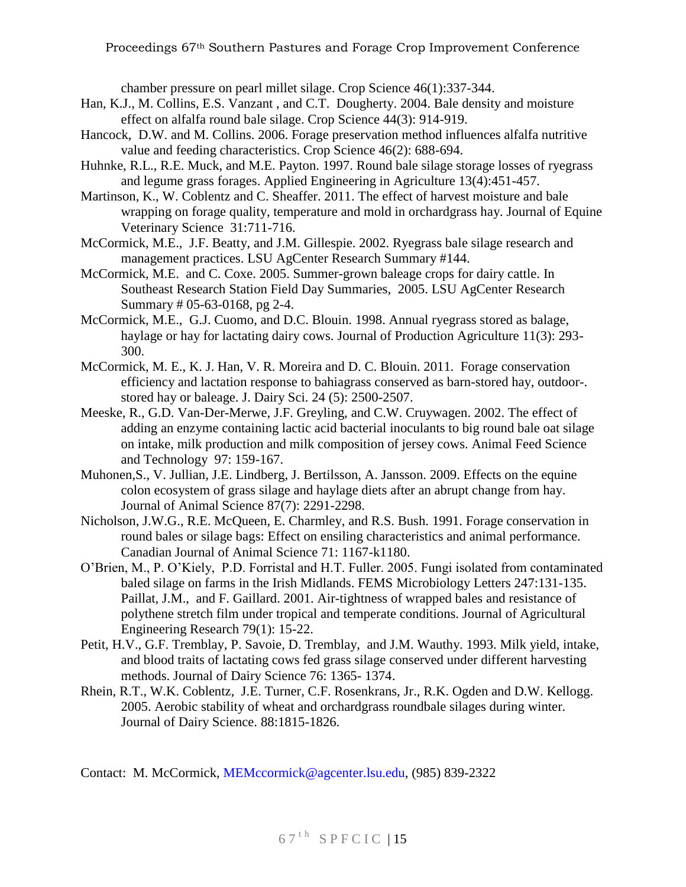chamber pressure on pearl millet silage. Crop Science 46(1):337-344.

Han, K.J., M. Collins, E.S. Vanzant , and C.T. Dougherty. 2004. Bale density and moisture effect on alfalfa round bale silage. Crop Science 44(3): 914-919.

Hancock, D.W. and M. Collins. 2006. Forage preservation method influences alfalfa nutritive value and feeding characteristics. Crop Science 46(2): 688-694.

Huhnke, R.L., R.E. Muck, and M.E. Payton. 1997. Round bale silage storage losses of ryegrass and legume grass forages. Applied Engineering in Agriculture 13(4):451-457.

Martinson, K., W. Coblentz and C. Sheaffer. 2011. The effect of harvest moisture and bale wrapping on forage quality, temperature and mold in orchardgrass hay. Journal of Equine Veterinary Science 31:711-716.

McCormick, M.E., J.F. Beatty, and J.M. Gillespie. 2002. Ryegrass bale silage research and management practices. LSU AgCenter Research Summary #144.

McCormick, M.E. and C. Coxe. 2005. Summer-grown baleage crops for dairy cattle. In Southeast Research Station Field Day Summaries, 2005. LSU AgCenter Research Summary # 05-63-0168, pg 2-4.

McCormick, M.E., G.J. Cuomo, and D.C. Blouin. 1998. Annual ryegrass stored as balage, haylage or hay for lactating dairy cows. Journal of Production Agriculture 11(3): 293-300.

McCormick, M. E., K. J. Han, V. R. Moreira and D. C. Blouin. 2011. Forage conservation efficiency and lactation response to bahiagrass conserved as barn-stored hay, outdoor-. stored hay or baleage. J. Dairy Sci. 24 (5): 2500-2507.

Meeske, R., G.D. Van-Der-Merwe, J.F. Greyling, and C.W. Cruywagen. 2002. The effect of adding an enzyme containing lactic acid bacterial inoculants to big round bale oat silage on intake, milk production and milk composition of jersey cows. Animal Feed Science and Technology 97: 159-167.

Muhonen,S., V. Jullian, J.E. Lindberg, J. Bertilsson, A. Jansson. 2009. Effects on the equine colon ecosystem of grass silage and haylage diets after an abrupt change from hay. Journal of Animal Science 87(7): 2291-2298.

Nicholson, J.W.G., R.E. McQueen, E. Charmley, and R.S. Bush. 1991. Forage conservation in round bales or silage bags: Effect on ensiling characteristics and animal performance. Canadian Journal of Animal Science 71: 1167-k1180.

O'Brien, M., P. O'Kiely, P.D. Forristal and H.T. Fuller. 2005. Fungi isolated from contaminated baled silage on farms in the Irish Midlands. FEMS Microbiology Letters 247:131-135. Paillat, J.M., and F. Gaillard. 2001. Air-tightness of wrapped bales and resistance of polythene stretch film under tropical and temperate conditions. Journal of Agricultural Engineering Research 79(1): 15-22.

Petit, H.V., G.F. Tremblay, P. Savoie, D. Tremblay, and J.M. Wauthy. 1993. Milk yield, intake, and blood traits of lactating cows fed grass silage conserved under different harvesting methods. Journal of Dairy Science 76: 1365- 1374.

Rhein, R.T., W.K. Coblentz, J.E. Turner, C.F. Rosenkrans, Jr., R.K. Ogden and D.W. Kellogg. 2005. Aerobic stability of wheat and orchardgrass roundbale silages during winter. Journal of Dairy Science. 88:1815-1826.

Contact: M. McCormick, MEMccormick@agcenter.lsu.edu, (985) 839-2322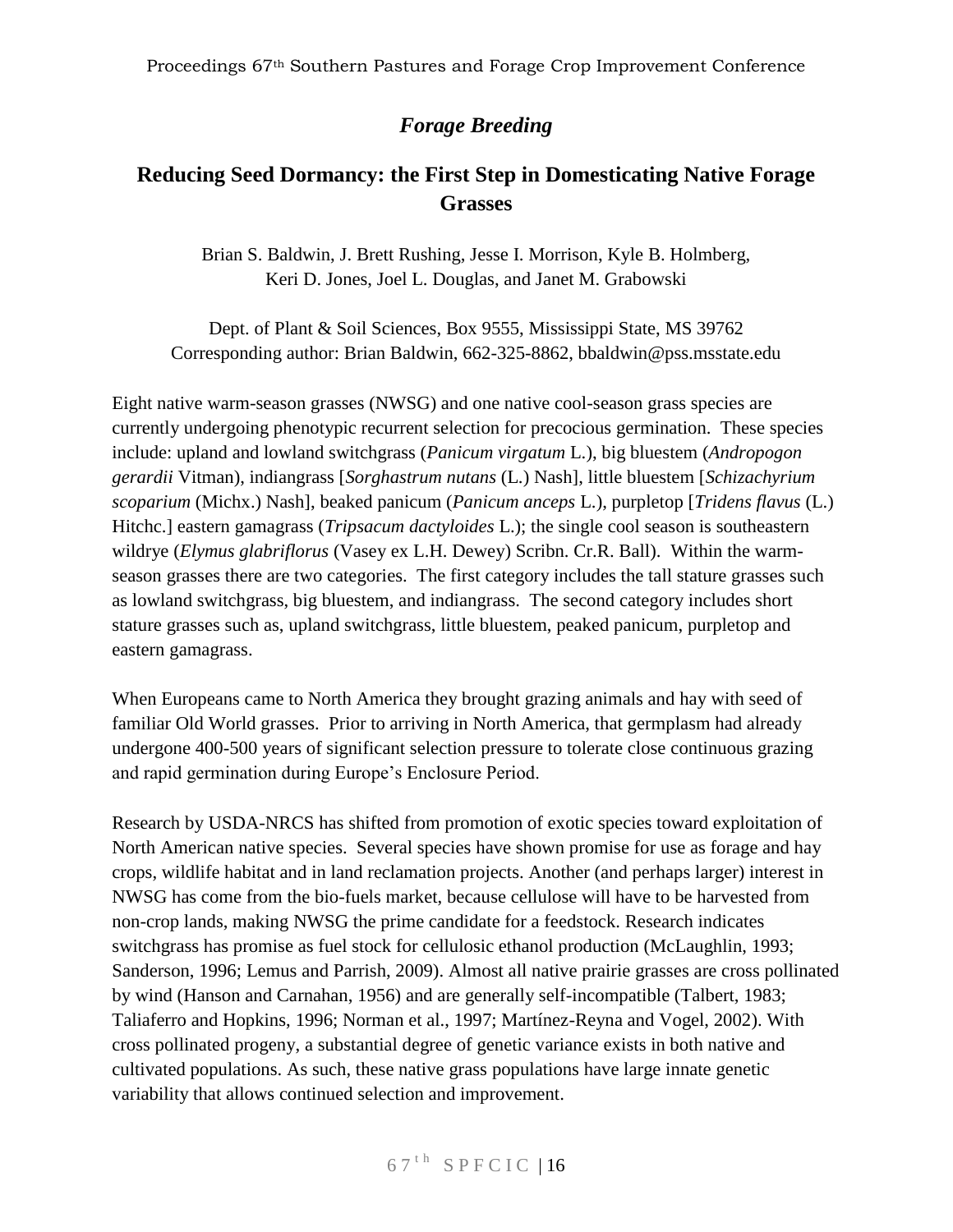## *Forage Breeding*

# Reducing Seed Dormancy: the First Step in Domesticating Native Forage Grasses

Brian S. Baldwin, J. Brett Rushing, Jesse I. Morrison, Kyle B. Holmberg, Keri D. Jones, Joel L. Douglas, and Janet M. Grabowski

Dept. of Plant & Soil Sciences, Box 9555, Mississippi State, MS 39762
Corresponding author: Brian Baldwin, 662-325-8862, bbaldwin@pss.msstate.edu

Eight native warm-season grasses (NWSG) and one native cool-season grass species are currently undergoing phenotypic recurrent selection for precocious germination. These species include: upland and lowland switchgrass (*Panicum virgatum* L.), big bluestem (*Andropogon gerardii* Vitman), indiangrass [*Sorghastrum nutans* (L.) Nash], little bluestem [*Schizachyrium scoparium* (Michx.) Nash], beaked panicum (*Panicum anceps* L.), purpletop [*Tridens flavus* (L.) Hitchc.] eastern gamagrass (*Tripsacum dactyloides* L.); the single cool season is southeastern wildrye (*Elymus glabriflorus* (Vasey ex L.H. Dewey) Scribn. Cr.R. Ball). Within the warm-season grasses there are two categories. The first category includes the tall stature grasses such as lowland switchgrass, big bluestem, and indiangrass. The second category includes short stature grasses such as, upland switchgrass, little bluestem, peaked panicum, purpletop and eastern gamagrass.

When Europeans came to North America they brought grazing animals and hay with seed of familiar Old World grasses. Prior to arriving in North America, that germplasm had already undergone 400-500 years of significant selection pressure to tolerate close continuous grazing and rapid germination during Europe's Enclosure Period.

Research by USDA-NRCS has shifted from promotion of exotic species toward exploitation of North American native species. Several species have shown promise for use as forage and hay crops, wildlife habitat and in land reclamation projects. Another (and perhaps larger) interest in NWSG has come from the bio-fuels market, because cellulose will have to be harvested from non-crop lands, making NWSG the prime candidate for a feedstock. Research indicates switchgrass has promise as fuel stock for cellulosic ethanol production (McLaughlin, 1993; Sanderson, 1996; Lemus and Parrish, 2009). Almost all native prairie grasses are cross pollinated by wind (Hanson and Carnahan, 1956) and are generally self-incompatible (Talbert, 1983; Taliaferro and Hopkins, 1996; Norman et al., 1997; Martínez-Reyna and Vogel, 2002). With cross pollinated progeny, a substantial degree of genetic variance exists in both native and cultivated populations. As such, these native grass populations have large innate genetic variability that allows continued selection and improvement.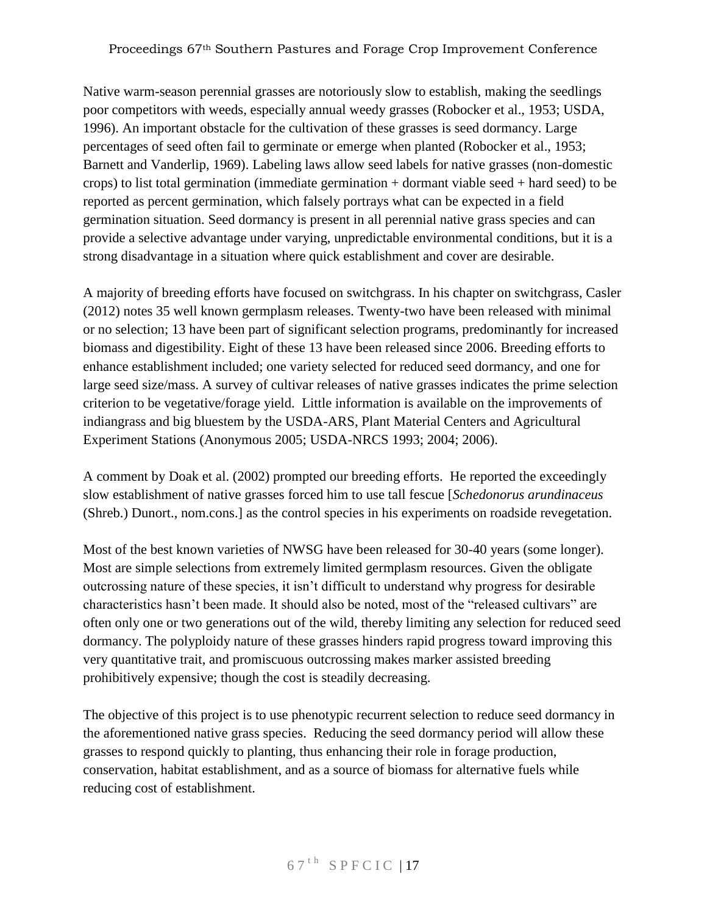Native warm-season perennial grasses are notoriously slow to establish, making the seedlings poor competitors with weeds, especially annual weedy grasses (Robocker et al., 1953; USDA, 1996). An important obstacle for the cultivation of these grasses is seed dormancy. Large percentages of seed often fail to germinate or emerge when planted (Robocker et al., 1953; Barnett and Vanderlip, 1969). Labeling laws allow seed labels for native grasses (non-domestic crops) to list total germination (immediate germination + dormant viable seed + hard seed) to be reported as percent germination, which falsely portrays what can be expected in a field germination situation. Seed dormancy is present in all perennial native grass species and can provide a selective advantage under varying, unpredictable environmental conditions, but it is a strong disadvantage in a situation where quick establishment and cover are desirable.

A majority of breeding efforts have focused on switchgrass. In his chapter on switchgrass, Casler (2012) notes 35 well known germplasm releases. Twenty-two have been released with minimal or no selection; 13 have been part of significant selection programs, predominantly for increased biomass and digestibility. Eight of these 13 have been released since 2006. Breeding efforts to enhance establishment included; one variety selected for reduced seed dormancy, and one for large seed size/mass. A survey of cultivar releases of native grasses indicates the prime selection criterion to be vegetative/forage yield. Little information is available on the improvements of indiangrass and big bluestem by the USDA-ARS, Plant Material Centers and Agricultural Experiment Stations (Anonymous 2005; USDA-NRCS 1993; 2004; 2006).

A comment by Doak et al. (2002) prompted our breeding efforts. He reported the exceedingly slow establishment of native grasses forced him to use tall fescue [*Schedonorus arundinaceus* (Shreb.) Dunort., nom.cons.] as the control species in his experiments on roadside revegetation.

Most of the best known varieties of NWSG have been released for 30-40 years (some longer). Most are simple selections from extremely limited germplasm resources. Given the obligate outcrossing nature of these species, it isn't difficult to understand why progress for desirable characteristics hasn't been made. It should also be noted, most of the "released cultivars" are often only one or two generations out of the wild, thereby limiting any selection for reduced seed dormancy. The polyploidy nature of these grasses hinders rapid progress toward improving this very quantitative trait, and promiscuous outcrossing makes marker assisted breeding prohibitively expensive; though the cost is steadily decreasing.

The objective of this project is to use phenotypic recurrent selection to reduce seed dormancy in the aforementioned native grass species. Reducing the seed dormancy period will allow these grasses to respond quickly to planting, thus enhancing their role in forage production, conservation, habitat establishment, and as a source of biomass for alternative fuels while reducing cost of establishment.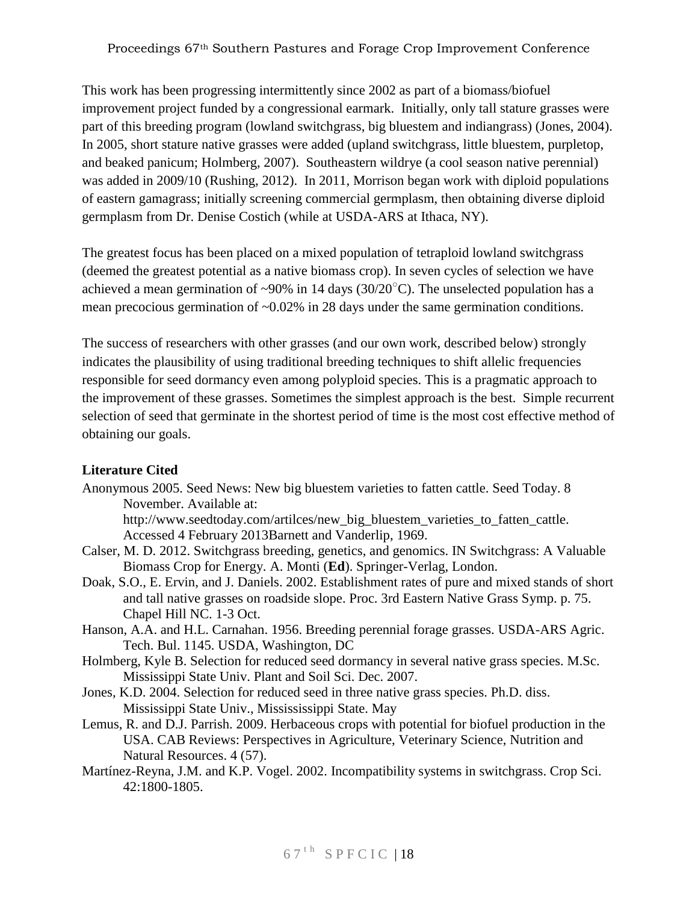This work has been progressing intermittently since 2002 as part of a biomass/biofuel improvement project funded by a congressional earmark. Initially, only tall stature grasses were part of this breeding program (lowland switchgrass, big bluestem and indiangrass) (Jones, 2004). In 2005, short stature native grasses were added (upland switchgrass, little bluestem, purpletop, and beaked panicum; Holmberg, 2007). Southeastern wildrye (a cool season native perennial) was added in 2009/10 (Rushing, 2012). In 2011, Morrison began work with diploid populations of eastern gamagrass; initially screening commercial germplasm, then obtaining diverse diploid germplasm from Dr. Denise Costich (while at USDA-ARS at Ithaca, NY).

The greatest focus has been placed on a mixed population of tetraploid lowland switchgrass (deemed the greatest potential as a native biomass crop). In seven cycles of selection we have achieved a mean germination of ~90% in 14 days (30/20°C). The unselected population has a mean precocious germination of ~0.02% in 28 days under the same germination conditions.

The success of researchers with other grasses (and our own work, described below) strongly indicates the plausibility of using traditional breeding techniques to shift allelic frequencies responsible for seed dormancy even among polyploid species. This is a pragmatic approach to the improvement of these grasses. Sometimes the simplest approach is the best. Simple recurrent selection of seed that germinate in the shortest period of time is the most cost effective method of obtaining our goals.

**Literature Cited**

Anonymous 2005. Seed News: New big bluestem varieties to fatten cattle. Seed Today. 8 November. Available at: http://www.seedtoday.com/artilces/new_big_bluestem_varieties_to_fatten_cattle. Accessed 4 February 2013Barnett and Vanderlip, 1969.

Calser, M. D. 2012. Switchgrass breeding, genetics, and genomics. IN Switchgrass: A Valuable Biomass Crop for Energy. A. Monti (**Ed**). Springer-Verlag, London.

Doak, S.O., E. Ervin, and J. Daniels. 2002. Establishment rates of pure and mixed stands of short and tall native grasses on roadside slope. Proc. 3rd Eastern Native Grass Symp. p. 75. Chapel Hill NC. 1-3 Oct.

Hanson, A.A. and H.L. Carnahan. 1956. Breeding perennial forage grasses. USDA-ARS Agric. Tech. Bul. 1145. USDA, Washington, DC

Holmberg, Kyle B. Selection for reduced seed dormancy in several native grass species. M.Sc. Mississippi State Univ. Plant and Soil Sci. Dec. 2007.

Jones, K.D. 2004. Selection for reduced seed in three native grass species. Ph.D. diss. Mississippi State Univ., Missississippi State. May

Lemus, R. and D.J. Parrish. 2009. Herbaceous crops with potential for biofuel production in the USA. CAB Reviews: Perspectives in Agriculture, Veterinary Science, Nutrition and Natural Resources. 4 (57).

Martínez-Reyna, J.M. and K.P. Vogel. 2002. Incompatibility systems in switchgrass. Crop Sci. 42:1800-1805.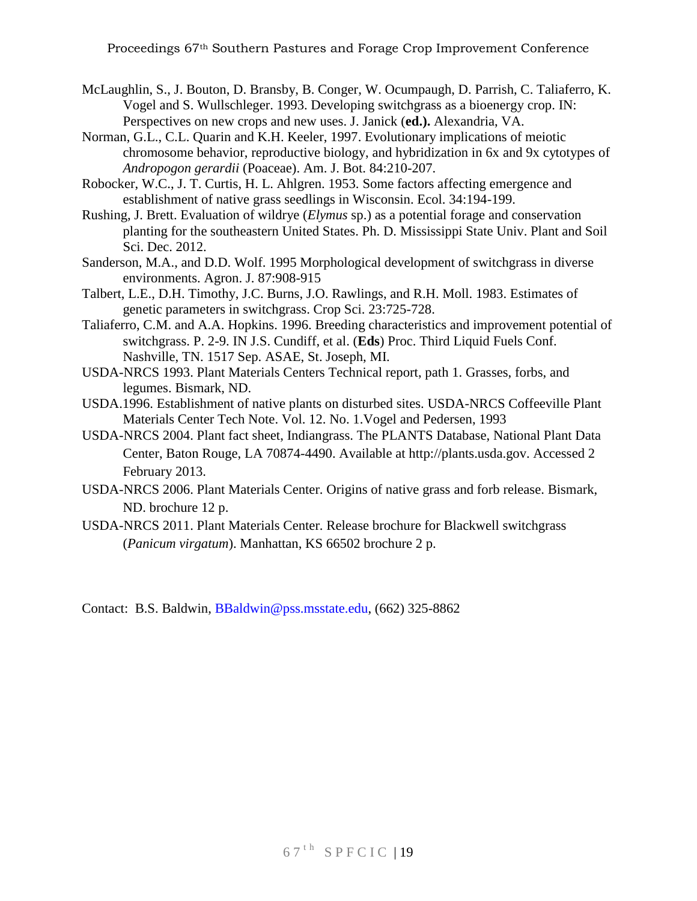McLaughlin, S., J. Bouton, D. Bransby, B. Conger, W. Ocumpaugh, D. Parrish, C. Taliaferro, K. Vogel and S. Wullschleger. 1993. Developing switchgrass as a bioenergy crop. IN: Perspectives on new crops and new uses. J. Janick (**ed.).** Alexandria, VA.

Norman, G.L., C.L. Quarin and K.H. Keeler, 1997. Evolutionary implications of meiotic chromosome behavior, reproductive biology, and hybridization in 6x and 9x cytotypes of *Andropogon gerardii* (Poaceae). Am. J. Bot. 84:210-207.

Robocker, W.C., J. T. Curtis, H. L. Ahlgren. 1953. Some factors affecting emergence and establishment of native grass seedlings in Wisconsin. Ecol. 34:194-199.

Rushing, J. Brett. Evaluation of wildrye (*Elymus* sp.) as a potential forage and conservation planting for the southeastern United States. Ph. D. Mississippi State Univ. Plant and Soil Sci. Dec. 2012.

Sanderson, M.A., and D.D. Wolf. 1995 Morphological development of switchgrass in diverse environments. Agron. J. 87:908-915

Talbert, L.E., D.H. Timothy, J.C. Burns, J.O. Rawlings, and R.H. Moll. 1983. Estimates of genetic parameters in switchgrass. Crop Sci. 23:725-728.

Taliaferro, C.M. and A.A. Hopkins. 1996. Breeding characteristics and improvement potential of switchgrass. P. 2-9. IN J.S. Cundiff, et al. (**Eds**) Proc. Third Liquid Fuels Conf. Nashville, TN. 1517 Sep. ASAE, St. Joseph, MI.

USDA-NRCS 1993. Plant Materials Centers Technical report, path 1. Grasses, forbs, and legumes. Bismark, ND.

USDA.1996. Establishment of native plants on disturbed sites. USDA-NRCS Coffeeville Plant Materials Center Tech Note. Vol. 12. No. 1.Vogel and Pedersen, 1993

USDA-NRCS 2004. Plant fact sheet, Indiangrass. The PLANTS Database, National Plant Data Center, Baton Rouge, LA 70874-4490. Available at http://plants.usda.gov. Accessed 2 February 2013.

USDA-NRCS 2006. Plant Materials Center. Origins of native grass and forb release. Bismark, ND. brochure 12 p.

USDA-NRCS 2011. Plant Materials Center. Release brochure for Blackwell switchgrass (*Panicum virgatum*). Manhattan, KS 66502 brochure 2 p.

Contact: B.S. Baldwin, BBaldwin@pss.msstate.edu, (662) 325-8862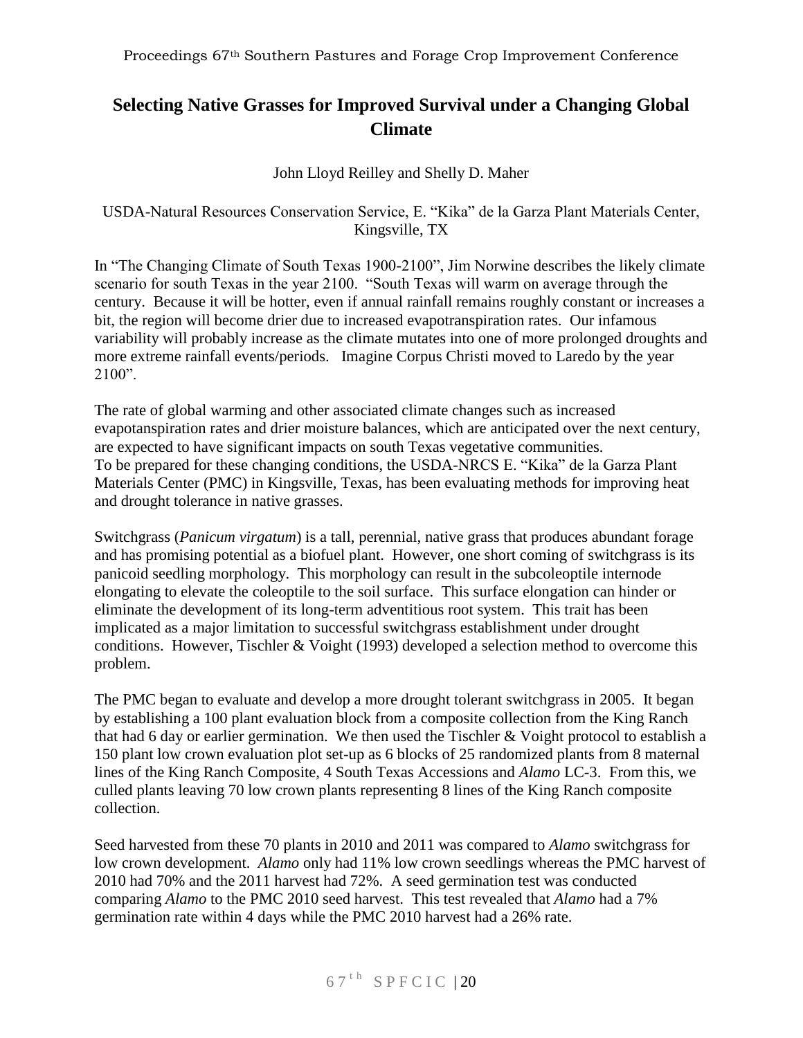# Selecting Native Grasses for Improved Survival under a Changing Global Climate

John Lloyd Reilley and Shelly D. Maher

USDA-Natural Resources Conservation Service, E. "Kika" de la Garza Plant Materials Center, Kingsville, TX

In "The Changing Climate of South Texas 1900-2100", Jim Norwine describes the likely climate scenario for south Texas in the year 2100. "South Texas will warm on average through the century. Because it will be hotter, even if annual rainfall remains roughly constant or increases a bit, the region will become drier due to increased evapotranspiration rates. Our infamous variability will probably increase as the climate mutates into one of more prolonged droughts and more extreme rainfall events/periods. Imagine Corpus Christi moved to Laredo by the year 2100".

The rate of global warming and other associated climate changes such as increased evapotanspiration rates and drier moisture balances, which are anticipated over the next century, are expected to have significant impacts on south Texas vegetative communities.
To be prepared for these changing conditions, the USDA-NRCS E. "Kika" de la Garza Plant Materials Center (PMC) in Kingsville, Texas, has been evaluating methods for improving heat and drought tolerance in native grasses.

Switchgrass (*Panicum virgatum*) is a tall, perennial, native grass that produces abundant forage and has promising potential as a biofuel plant. However, one short coming of switchgrass is its panicoid seedling morphology. This morphology can result in the subcoleoptile internode elongating to elevate the coleoptile to the soil surface. This surface elongation can hinder or eliminate the development of its long-term adventitious root system. This trait has been implicated as a major limitation to successful switchgrass establishment under drought conditions. However, Tischler & Voight (1993) developed a selection method to overcome this problem.

The PMC began to evaluate and develop a more drought tolerant switchgrass in 2005. It began by establishing a 100 plant evaluation block from a composite collection from the King Ranch that had 6 day or earlier germination. We then used the Tischler & Voight protocol to establish a 150 plant low crown evaluation plot set-up as 6 blocks of 25 randomized plants from 8 maternal lines of the King Ranch Composite, 4 South Texas Accessions and *Alamo* LC-3. From this, we culled plants leaving 70 low crown plants representing 8 lines of the King Ranch composite collection.

Seed harvested from these 70 plants in 2010 and 2011 was compared to *Alamo* switchgrass for low crown development. *Alamo* only had 11% low crown seedlings whereas the PMC harvest of 2010 had 70% and the 2011 harvest had 72%. A seed germination test was conducted comparing *Alamo* to the PMC 2010 seed harvest. This test revealed that *Alamo* had a 7% germination rate within 4 days while the PMC 2010 harvest had a 26% rate.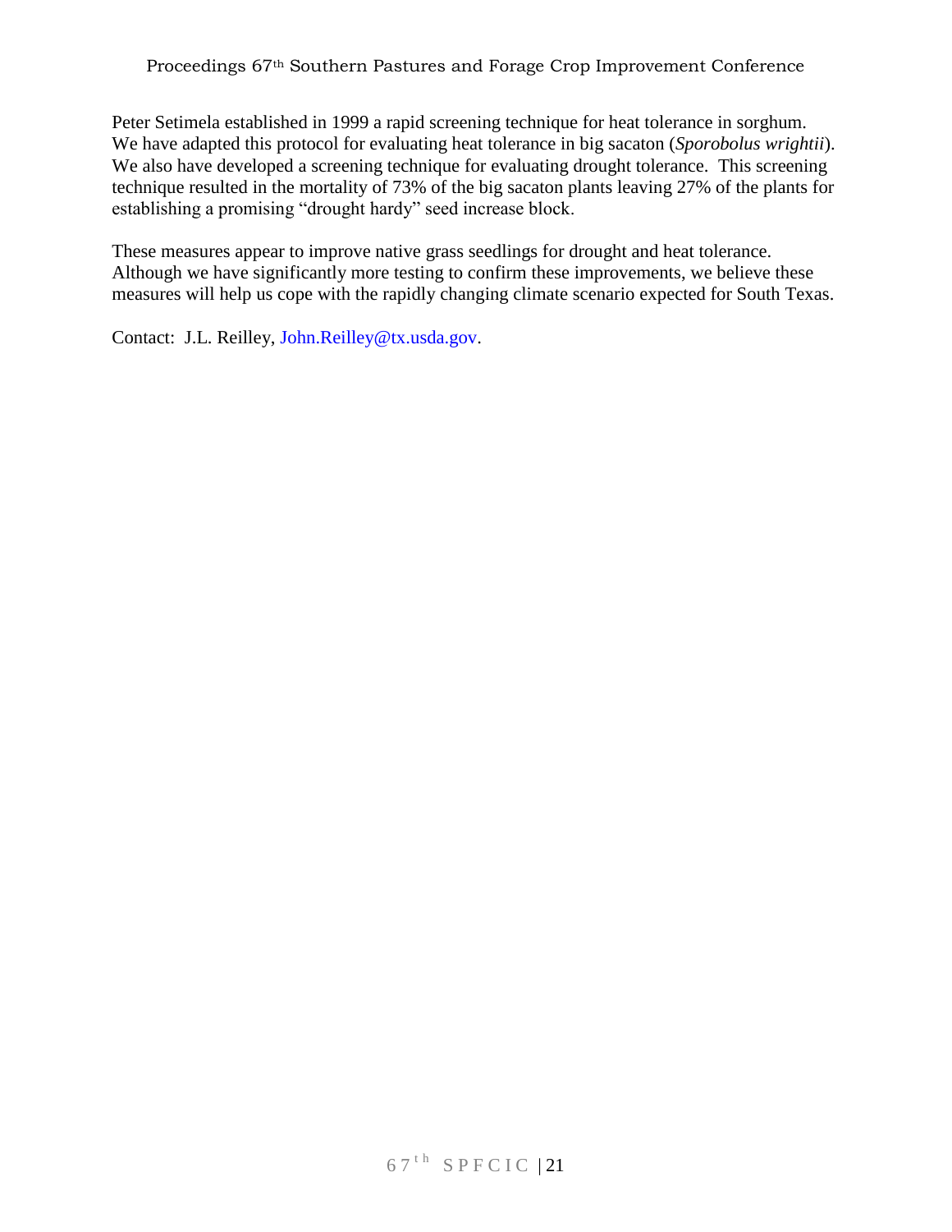Peter Setimela established in 1999 a rapid screening technique for heat tolerance in sorghum. We have adapted this protocol for evaluating heat tolerance in big sacaton (*Sporobolus wrightii*). We also have developed a screening technique for evaluating drought tolerance. This screening technique resulted in the mortality of 73% of the big sacaton plants leaving 27% of the plants for establishing a promising "drought hardy" seed increase block.

These measures appear to improve native grass seedlings for drought and heat tolerance. Although we have significantly more testing to confirm these improvements, we believe these measures will help us cope with the rapidly changing climate scenario expected for South Texas.

Contact: J.L. Reilley, John.Reilley@tx.usda.gov.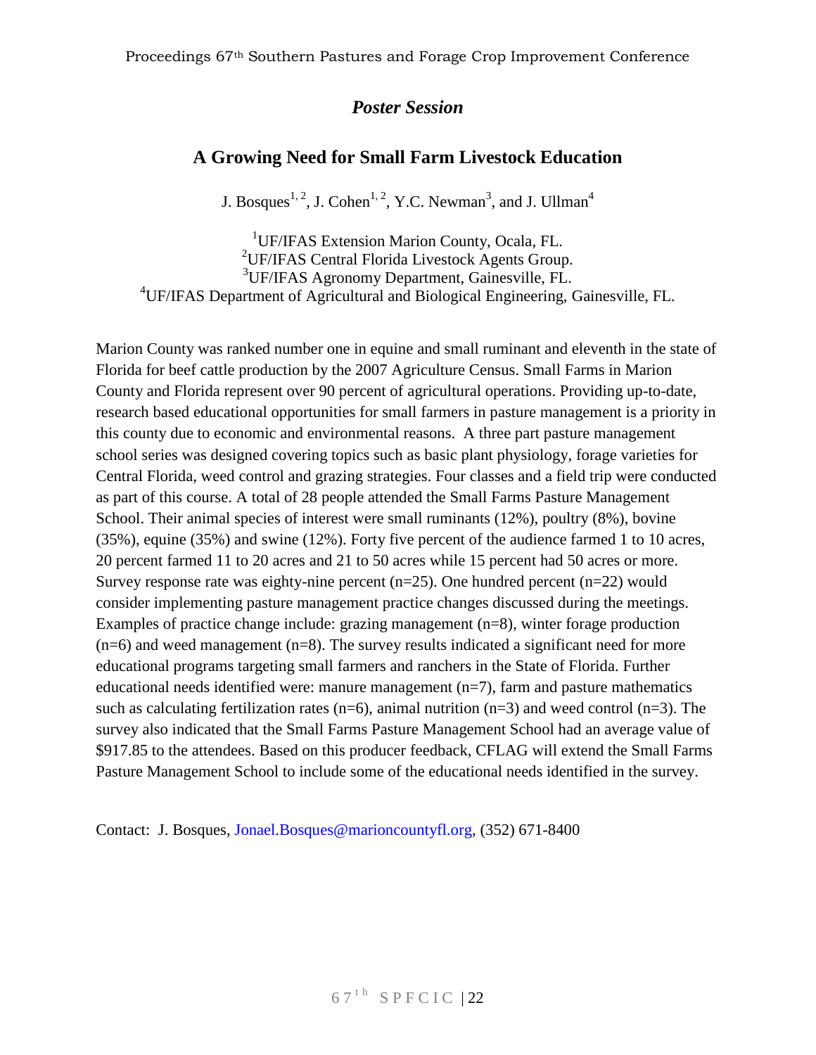*Poster Session*

## A Growing Need for Small Farm Livestock Education

J. Bosques[1, 2], J. Cohen[1, 2], Y.C. Newman[3], and J. Ullman[4]

[1]UF/IFAS Extension Marion County, Ocala, FL.
[2]UF/IFAS Central Florida Livestock Agents Group.
[3]UF/IFAS Agronomy Department, Gainesville, FL.
[4]UF/IFAS Department of Agricultural and Biological Engineering, Gainesville, FL.

Marion County was ranked number one in equine and small ruminant and eleventh in the state of Florida for beef cattle production by the 2007 Agriculture Census. Small Farms in Marion County and Florida represent over 90 percent of agricultural operations. Providing up-to-date, research based educational opportunities for small farmers in pasture management is a priority in this county due to economic and environmental reasons. A three part pasture management school series was designed covering topics such as basic plant physiology, forage varieties for Central Florida, weed control and grazing strategies. Four classes and a field trip were conducted as part of this course. A total of 28 people attended the Small Farms Pasture Management School. Their animal species of interest were small ruminants (12%), poultry (8%), bovine (35%), equine (35%) and swine (12%). Forty five percent of the audience farmed 1 to 10 acres, 20 percent farmed 11 to 20 acres and 21 to 50 acres while 15 percent had 50 acres or more. Survey response rate was eighty-nine percent (n=25). One hundred percent (n=22) would consider implementing pasture management practice changes discussed during the meetings. Examples of practice change include: grazing management (n=8), winter forage production (n=6) and weed management (n=8). The survey results indicated a significant need for more educational programs targeting small farmers and ranchers in the State of Florida. Further educational needs identified were: manure management (n=7), farm and pasture mathematics such as calculating fertilization rates (n=6), animal nutrition (n=3) and weed control (n=3). The survey also indicated that the Small Farms Pasture Management School had an average value of $917.85 to the attendees. Based on this producer feedback, CFLAG will extend the Small Farms Pasture Management School to include some of the educational needs identified in the survey.

Contact: J. Bosques, Jonael.Bosques@marioncountyfl.org, (352) 671-8400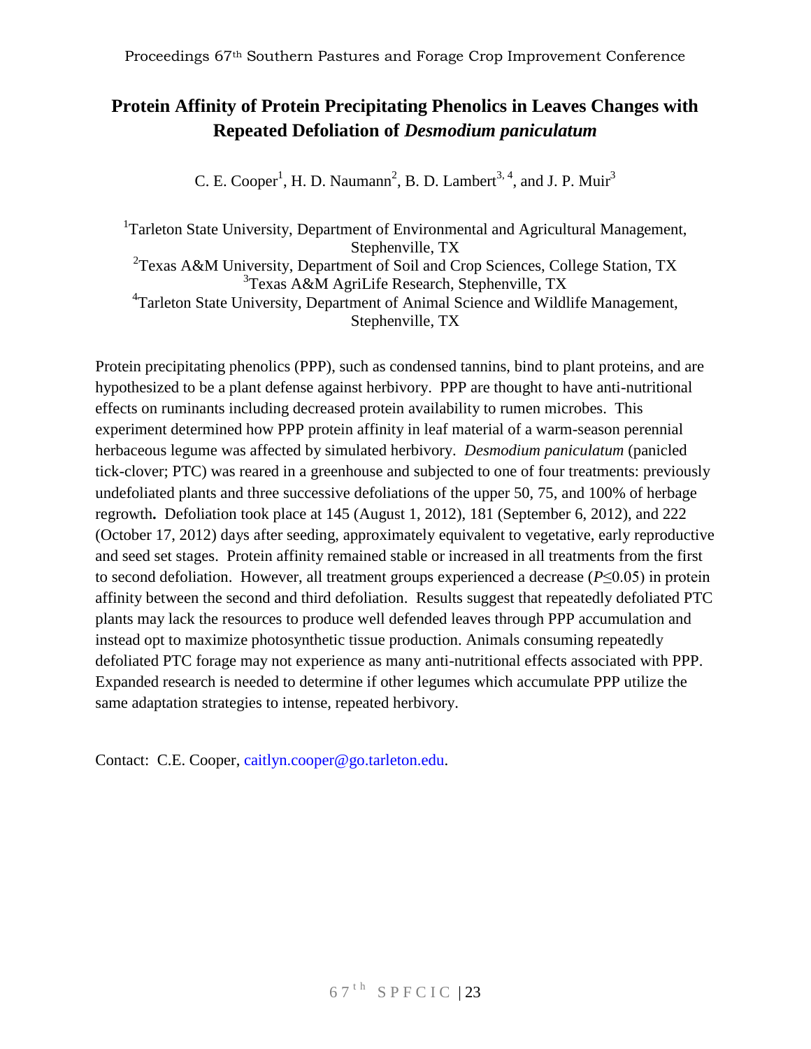# Protein Affinity of Protein Precipitating Phenolics in Leaves Changes with Repeated Defoliation of *Desmodium paniculatum*

C. E. Cooper[1], H. D. Naumann[2], B. D. Lambert[3, 4], and J. P. Muir[3]

[1]Tarleton State University, Department of Environmental and Agricultural Management, Stephenville, TX
[2]Texas A&M University, Department of Soil and Crop Sciences, College Station, TX
[3]Texas A&M AgriLife Research, Stephenville, TX
[4]Tarleton State University, Department of Animal Science and Wildlife Management, Stephenville, TX

Protein precipitating phenolics (PPP), such as condensed tannins, bind to plant proteins, and are hypothesized to be a plant defense against herbivory. PPP are thought to have anti-nutritional effects on ruminants including decreased protein availability to rumen microbes. This experiment determined how PPP protein affinity in leaf material of a warm-season perennial herbaceous legume was affected by simulated herbivory. *Desmodium paniculatum* (panicled tick-clover; PTC) was reared in a greenhouse and subjected to one of four treatments: previously undefoliated plants and three successive defoliations of the upper 50, 75, and 100% of herbage regrowth**.** Defoliation took place at 145 (August 1, 2012), 181 (September 6, 2012), and 222 (October 17, 2012) days after seeding, approximately equivalent to vegetative, early reproductive and seed set stages. Protein affinity remained stable or increased in all treatments from the first to second defoliation. However, all treatment groups experienced a decrease ($P \leq 0.05$) in protein affinity between the second and third defoliation. Results suggest that repeatedly defoliated PTC plants may lack the resources to produce well defended leaves through PPP accumulation and instead opt to maximize photosynthetic tissue production. Animals consuming repeatedly defoliated PTC forage may not experience as many anti-nutritional effects associated with PPP. Expanded research is needed to determine if other legumes which accumulate PPP utilize the same adaptation strategies to intense, repeated herbivory.

Contact: C.E. Cooper, caitlyn.cooper@go.tarleton.edu.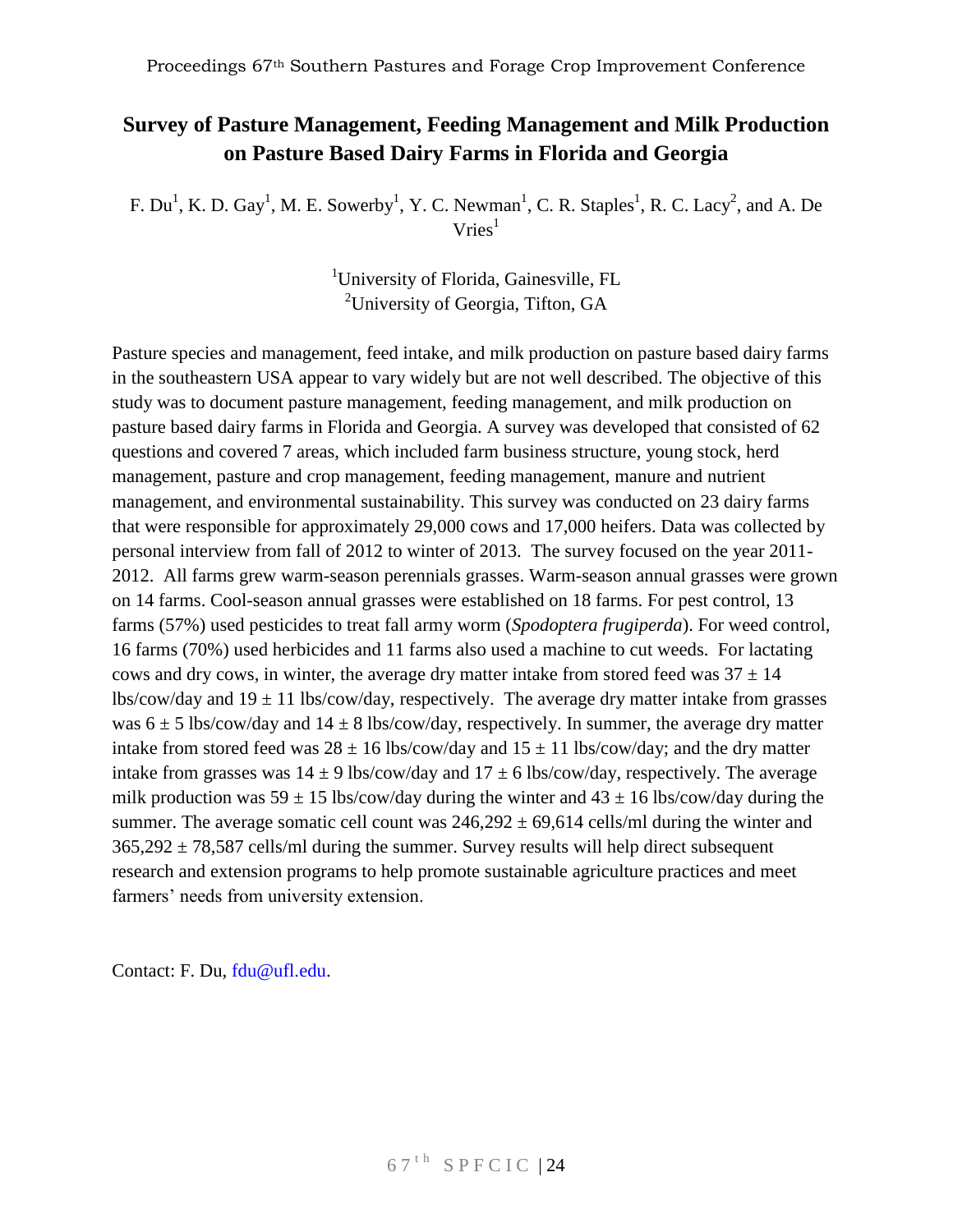## Survey of Pasture Management, Feeding Management and Milk Production on Pasture Based Dairy Farms in Florida and Georgia

F. Du[1], K. D. Gay[1], M. E. Sowerby[1], Y. C. Newman[1], C. R. Staples[1], R. C. Lacy[2], and A. De Vries[1]

[1]University of Florida, Gainesville, FL
[2]University of Georgia, Tifton, GA

Pasture species and management, feed intake, and milk production on pasture based dairy farms in the southeastern USA appear to vary widely but are not well described. The objective of this study was to document pasture management, feeding management, and milk production on pasture based dairy farms in Florida and Georgia. A survey was developed that consisted of 62 questions and covered 7 areas, which included farm business structure, young stock, herd management, pasture and crop management, feeding management, manure and nutrient management, and environmental sustainability. This survey was conducted on 23 dairy farms that were responsible for approximately 29,000 cows and 17,000 heifers. Data was collected by personal interview from fall of 2012 to winter of 2013. The survey focused on the year 2011-2012. All farms grew warm-season perennials grasses. Warm-season annual grasses were grown on 14 farms. Cool-season annual grasses were established on 18 farms. For pest control, 13 farms (57%) used pesticides to treat fall army worm (*Spodoptera frugiperda*). For weed control, 16 farms (70%) used herbicides and 11 farms also used a machine to cut weeds. For lactating cows and dry cows, in winter, the average dry matter intake from stored feed was $37 \pm 14$ lbs/cow/day and $19 \pm 11$ lbs/cow/day, respectively. The average dry matter intake from grasses was $6 \pm 5$ lbs/cow/day and $14 \pm 8$ lbs/cow/day, respectively. In summer, the average dry matter intake from stored feed was $28 \pm 16$ lbs/cow/day and $15 \pm 11$ lbs/cow/day; and the dry matter intake from grasses was $14 \pm 9$ lbs/cow/day and $17 \pm 6$ lbs/cow/day, respectively. The average milk production was $59 \pm 15$ lbs/cow/day during the winter and $43 \pm 16$ lbs/cow/day during the summer. The average somatic cell count was $246{,}292 \pm 69{,}614$ cells/ml during the winter and $365{,}292 \pm 78{,}587$ cells/ml during the summer. Survey results will help direct subsequent research and extension programs to help promote sustainable agriculture practices and meet farmers' needs from university extension.

Contact: F. Du, fdu@ufl.edu.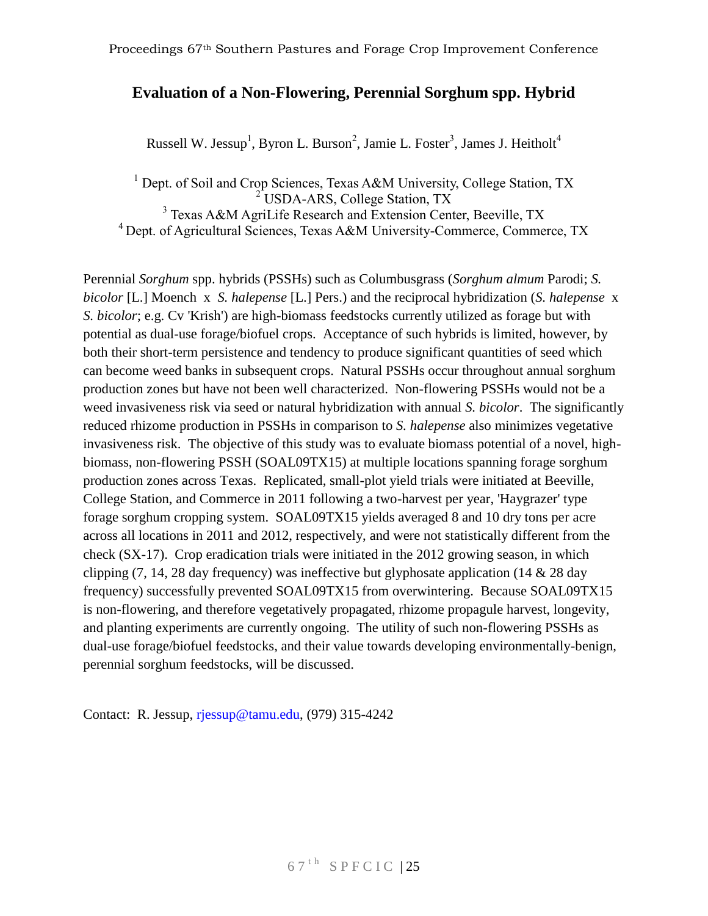## Evaluation of a Non-Flowering, Perennial Sorghum spp. Hybrid

Russell W. Jessup[1], Byron L. Burson[2], Jamie L. Foster[3], James J. Heitholt[4]

[1] Dept. of Soil and Crop Sciences, Texas A&M University, College Station, TX
[2] USDA-ARS, College Station, TX
[3] Texas A&M AgriLife Research and Extension Center, Beeville, TX
[4] Dept. of Agricultural Sciences, Texas A&M University-Commerce, Commerce, TX

Perennial *Sorghum* spp. hybrids (PSSHs) such as Columbusgrass (*Sorghum almum* Parodi; *S. bicolor* [L.] Moench x *S. halepense* [L.] Pers.) and the reciprocal hybridization (*S. halepense* x *S. bicolor*; e.g. Cv 'Krish') are high-biomass feedstocks currently utilized as forage but with potential as dual-use forage/biofuel crops. Acceptance of such hybrids is limited, however, by both their short-term persistence and tendency to produce significant quantities of seed which can become weed banks in subsequent crops. Natural PSSHs occur throughout annual sorghum production zones but have not been well characterized. Non-flowering PSSHs would not be a weed invasiveness risk via seed or natural hybridization with annual *S. bicolor*. The significantly reduced rhizome production in PSSHs in comparison to *S. halepense* also minimizes vegetative invasiveness risk. The objective of this study was to evaluate biomass potential of a novel, high-biomass, non-flowering PSSH (SOAL09TX15) at multiple locations spanning forage sorghum production zones across Texas. Replicated, small-plot yield trials were initiated at Beeville, College Station, and Commerce in 2011 following a two-harvest per year, 'Haygrazer' type forage sorghum cropping system. SOAL09TX15 yields averaged 8 and 10 dry tons per acre across all locations in 2011 and 2012, respectively, and were not statistically different from the check (SX-17). Crop eradication trials were initiated in the 2012 growing season, in which clipping (7, 14, 28 day frequency) was ineffective but glyphosate application (14 & 28 day frequency) successfully prevented SOAL09TX15 from overwintering. Because SOAL09TX15 is non-flowering, and therefore vegetatively propagated, rhizome propagule harvest, longevity, and planting experiments are currently ongoing. The utility of such non-flowering PSSHs as dual-use forage/biofuel feedstocks, and their value towards developing environmentally-benign, perennial sorghum feedstocks, will be discussed.

Contact: R. Jessup, rjessup@tamu.edu, (979) 315-4242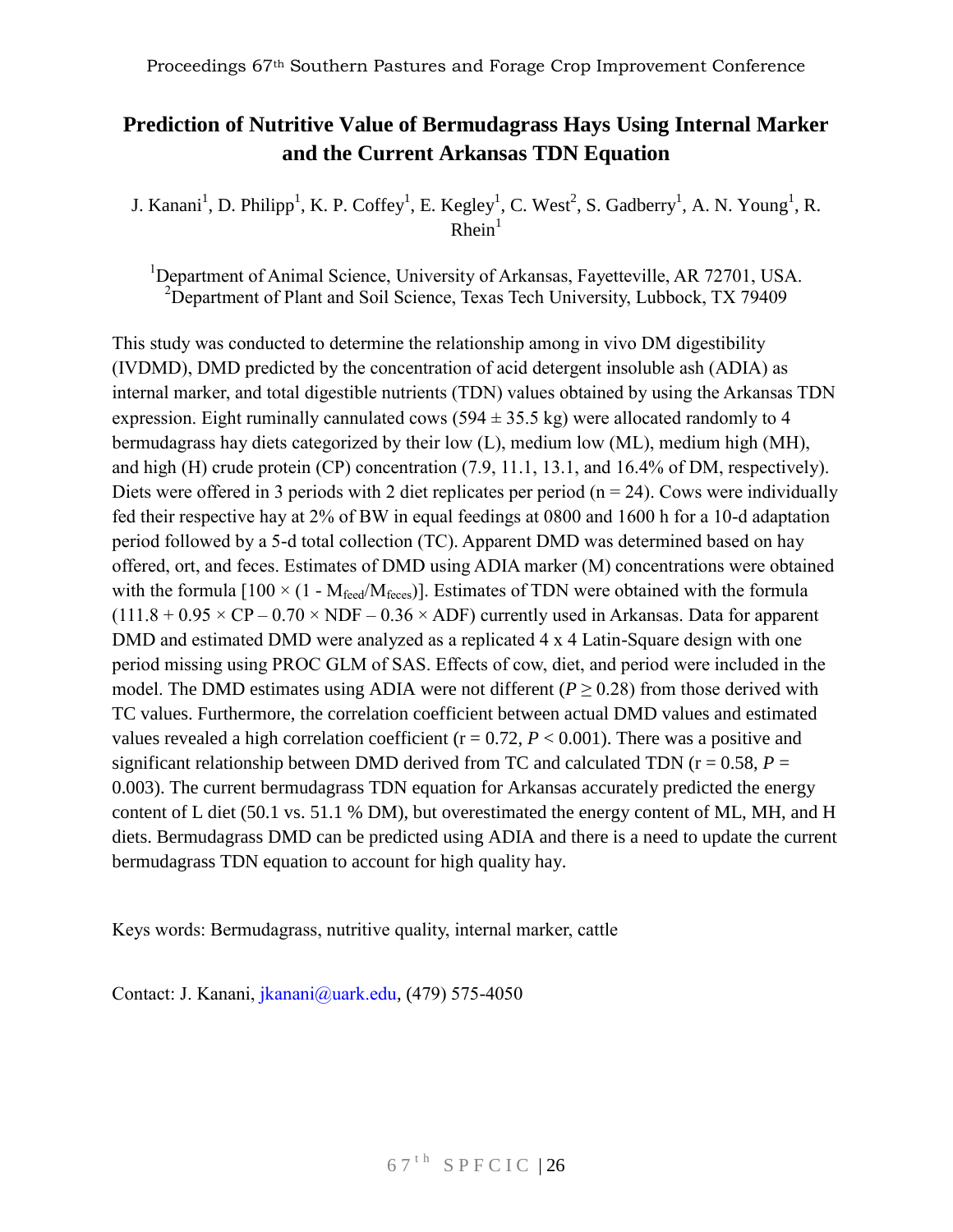# Prediction of Nutritive Value of Bermudagrass Hays Using Internal Marker and the Current Arkansas TDN Equation

J. Kanani[1], D. Philipp[1], K. P. Coffey[1], E. Kegley[1], C. West[2], S. Gadberry[1], A. N. Young[1], R. Rhein[1]

[1]Department of Animal Science, University of Arkansas, Fayetteville, AR 72701, USA.
[2]Department of Plant and Soil Science, Texas Tech University, Lubbock, TX 79409

This study was conducted to determine the relationship among in vivo DM digestibility (IVDMD), DMD predicted by the concentration of acid detergent insoluble ash (ADIA) as internal marker, and total digestible nutrients (TDN) values obtained by using the Arkansas TDN expression. Eight ruminally cannulated cows (594 ± 35.5 kg) were allocated randomly to 4 bermudagrass hay diets categorized by their low (L), medium low (ML), medium high (MH), and high (H) crude protein (CP) concentration (7.9, 11.1, 13.1, and 16.4% of DM, respectively). Diets were offered in 3 periods with 2 diet replicates per period (n = 24). Cows were individually fed their respective hay at 2% of BW in equal feedings at 0800 and 1600 h for a 10-d adaptation period followed by a 5-d total collection (TC). Apparent DMD was determined based on hay offered, ort, and feces. Estimates of DMD using ADIA marker (M) concentrations were obtained with the formula $[100 \times (1 - M_{feed}/M_{feces})]$. Estimates of TDN were obtained with the formula $(111.8 + 0.95 \times CP - 0.70 \times NDF - 0.36 \times ADF)$ currently used in Arkansas. Data for apparent DMD and estimated DMD were analyzed as a replicated 4 x 4 Latin-Square design with one period missing using PROC GLM of SAS. Effects of cow, diet, and period were included in the model. The DMD estimates using ADIA were not different ($P \geq 0.28$) from those derived with TC values. Furthermore, the correlation coefficient between actual DMD values and estimated values revealed a high correlation coefficient ($r = 0.72$, $P < 0.001$). There was a positive and significant relationship between DMD derived from TC and calculated TDN ($r = 0.58$, $P = 0.003$). The current bermudagrass TDN equation for Arkansas accurately predicted the energy content of L diet (50.1 vs. 51.1 % DM), but overestimated the energy content of ML, MH, and H diets. Bermudagrass DMD can be predicted using ADIA and there is a need to update the current bermudagrass TDN equation to account for high quality hay.

Keys words: Bermudagrass, nutritive quality, internal marker, cattle

Contact: J. Kanani, jkanani@uark.edu, (479) 575-4050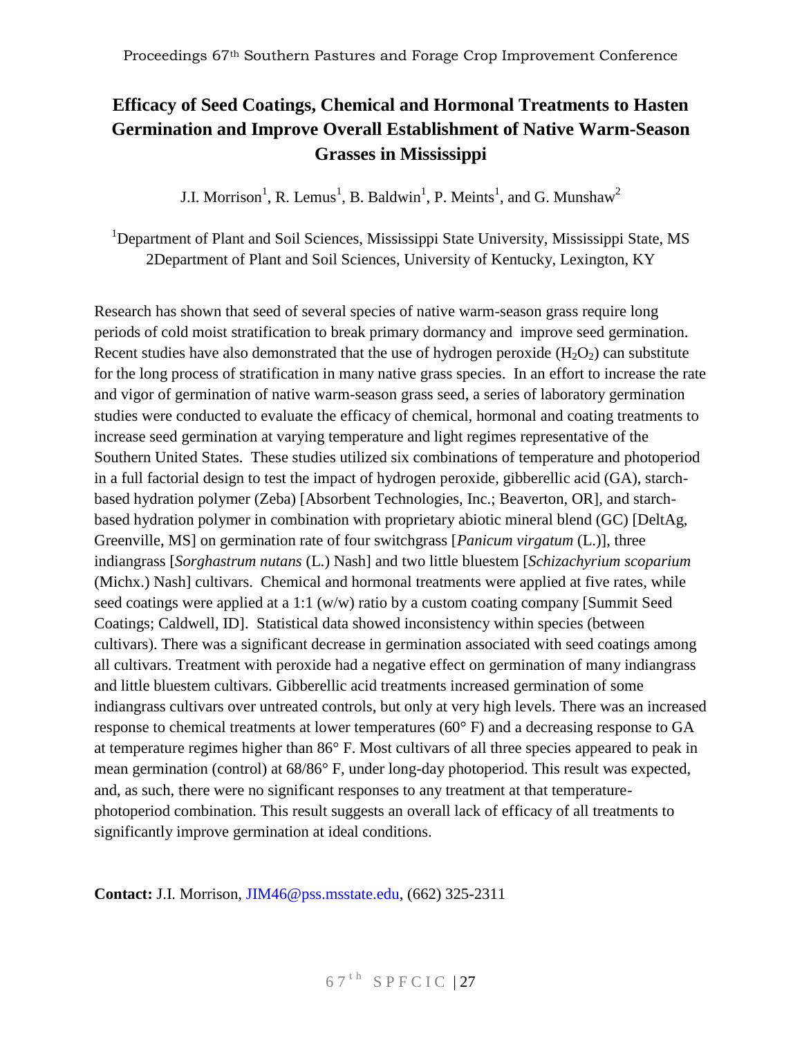# Efficacy of Seed Coatings, Chemical and Hormonal Treatments to Hasten Germination and Improve Overall Establishment of Native Warm-Season Grasses in Mississippi

J.I. Morrison[1], R. Lemus[1], B. Baldwin[1], P. Meints[1], and G. Munshaw[2]

[1]Department of Plant and Soil Sciences, Mississippi State University, Mississippi State, MS
2Department of Plant and Soil Sciences, University of Kentucky, Lexington, KY

Research has shown that seed of several species of native warm-season grass require long periods of cold moist stratification to break primary dormancy and improve seed germination. Recent studies have also demonstrated that the use of hydrogen peroxide ($H_2O_2$) can substitute for the long process of stratification in many native grass species. In an effort to increase the rate and vigor of germination of native warm-season grass seed, a series of laboratory germination studies were conducted to evaluate the efficacy of chemical, hormonal and coating treatments to increase seed germination at varying temperature and light regimes representative of the Southern United States. These studies utilized six combinations of temperature and photoperiod in a full factorial design to test the impact of hydrogen peroxide, gibberellic acid (GA), starch-based hydration polymer (Zeba) [Absorbent Technologies, Inc.; Beaverton, OR], and starch-based hydration polymer in combination with proprietary abiotic mineral blend (GC) [DeltAg, Greenville, MS] on germination rate of four switchgrass [*Panicum virgatum* (L.)], three indiangrass [*Sorghastrum nutans* (L.) Nash] and two little bluestem [*Schizachyrium scoparium* (Michx.) Nash] cultivars. Chemical and hormonal treatments were applied at five rates, while seed coatings were applied at a 1:1 (w/w) ratio by a custom coating company [Summit Seed Coatings; Caldwell, ID]. Statistical data showed inconsistency within species (between cultivars). There was a significant decrease in germination associated with seed coatings among all cultivars. Treatment with peroxide had a negative effect on germination of many indiangrass and little bluestem cultivars. Gibberellic acid treatments increased germination of some indiangrass cultivars over untreated controls, but only at very high levels. There was an increased response to chemical treatments at lower temperatures (60° F) and a decreasing response to GA at temperature regimes higher than 86° F. Most cultivars of all three species appeared to peak in mean germination (control) at 68/86° F, under long-day photoperiod. This result was expected, and, as such, there were no significant responses to any treatment at that temperature-photoperiod combination. This result suggests an overall lack of efficacy of all treatments to significantly improve germination at ideal conditions.

**Contact:** J.I. Morrison, JIM46@pss.msstate.edu, (662) 325-2311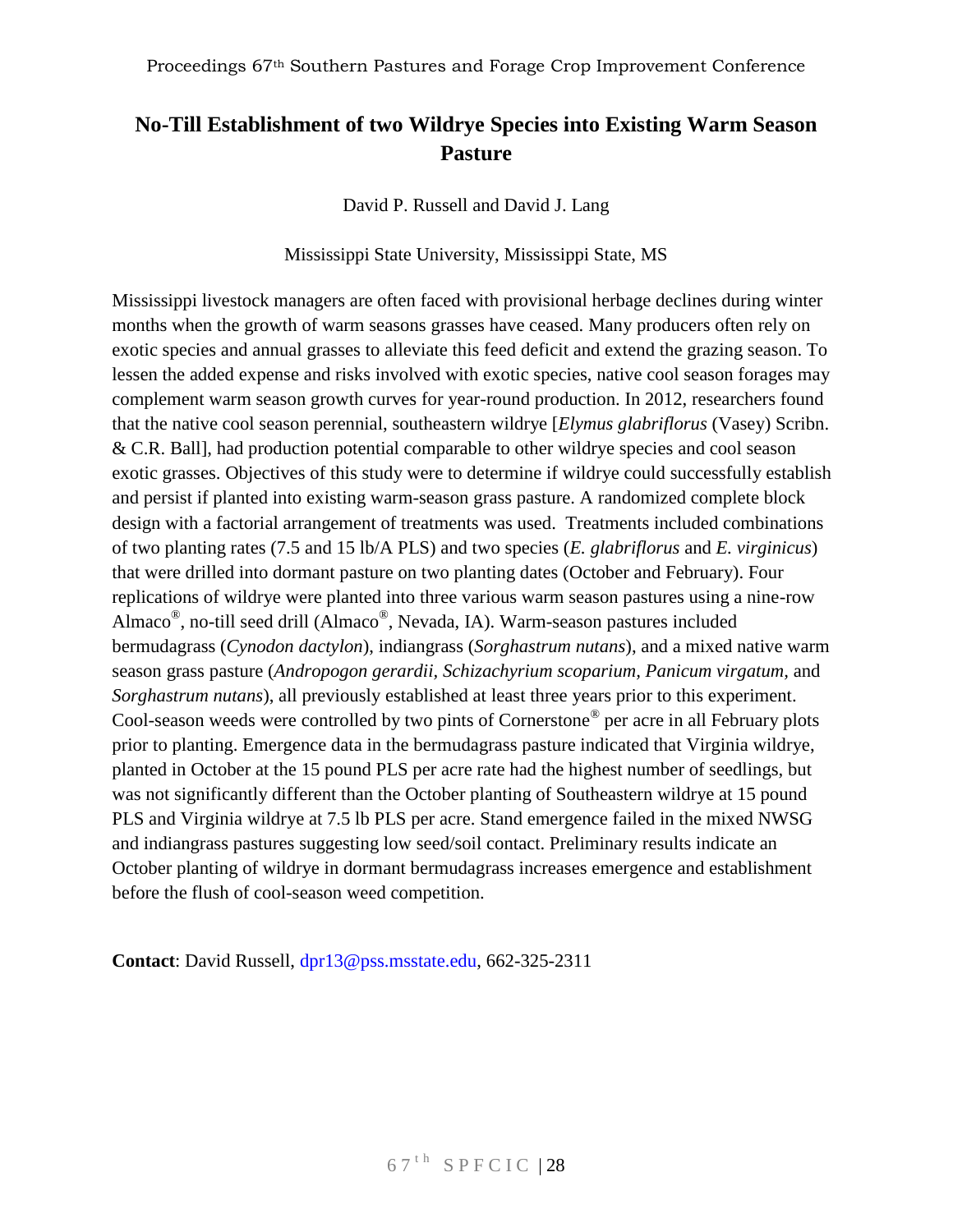# No-Till Establishment of two Wildrye Species into Existing Warm Season Pasture

David P. Russell and David J. Lang

Mississippi State University, Mississippi State, MS

Mississippi livestock managers are often faced with provisional herbage declines during winter months when the growth of warm seasons grasses have ceased. Many producers often rely on exotic species and annual grasses to alleviate this feed deficit and extend the grazing season. To lessen the added expense and risks involved with exotic species, native cool season forages may complement warm season growth curves for year-round production. In 2012, researchers found that the native cool season perennial, southeastern wildrye [*Elymus glabriflorus* (Vasey) Scribn. & C.R. Ball], had production potential comparable to other wildrye species and cool season exotic grasses. Objectives of this study were to determine if wildrye could successfully establish and persist if planted into existing warm-season grass pasture. A randomized complete block design with a factorial arrangement of treatments was used. Treatments included combinations of two planting rates (7.5 and 15 lb/A PLS) and two species (*E. glabriflorus* and *E. virginicus*) that were drilled into dormant pasture on two planting dates (October and February). Four replications of wildrye were planted into three various warm season pastures using a nine-row Almaco®, no-till seed drill (Almaco®, Nevada, IA). Warm-season pastures included bermudagrass (*Cynodon dactylon*), indiangrass (*Sorghastrum nutans*), and a mixed native warm season grass pasture (*Andropogon gerardii*, *Schizachyrium scoparium*, *Panicum virgatum*, and *Sorghastrum nutans*), all previously established at least three years prior to this experiment. Cool-season weeds were controlled by two pints of Cornerstone® per acre in all February plots prior to planting. Emergence data in the bermudagrass pasture indicated that Virginia wildrye, planted in October at the 15 pound PLS per acre rate had the highest number of seedlings, but was not significantly different than the October planting of Southeastern wildrye at 15 pound PLS and Virginia wildrye at 7.5 lb PLS per acre. Stand emergence failed in the mixed NWSG and indiangrass pastures suggesting low seed/soil contact. Preliminary results indicate an October planting of wildrye in dormant bermudagrass increases emergence and establishment before the flush of cool-season weed competition.

**Contact**: David Russell, dpr13@pss.msstate.edu, 662-325-2311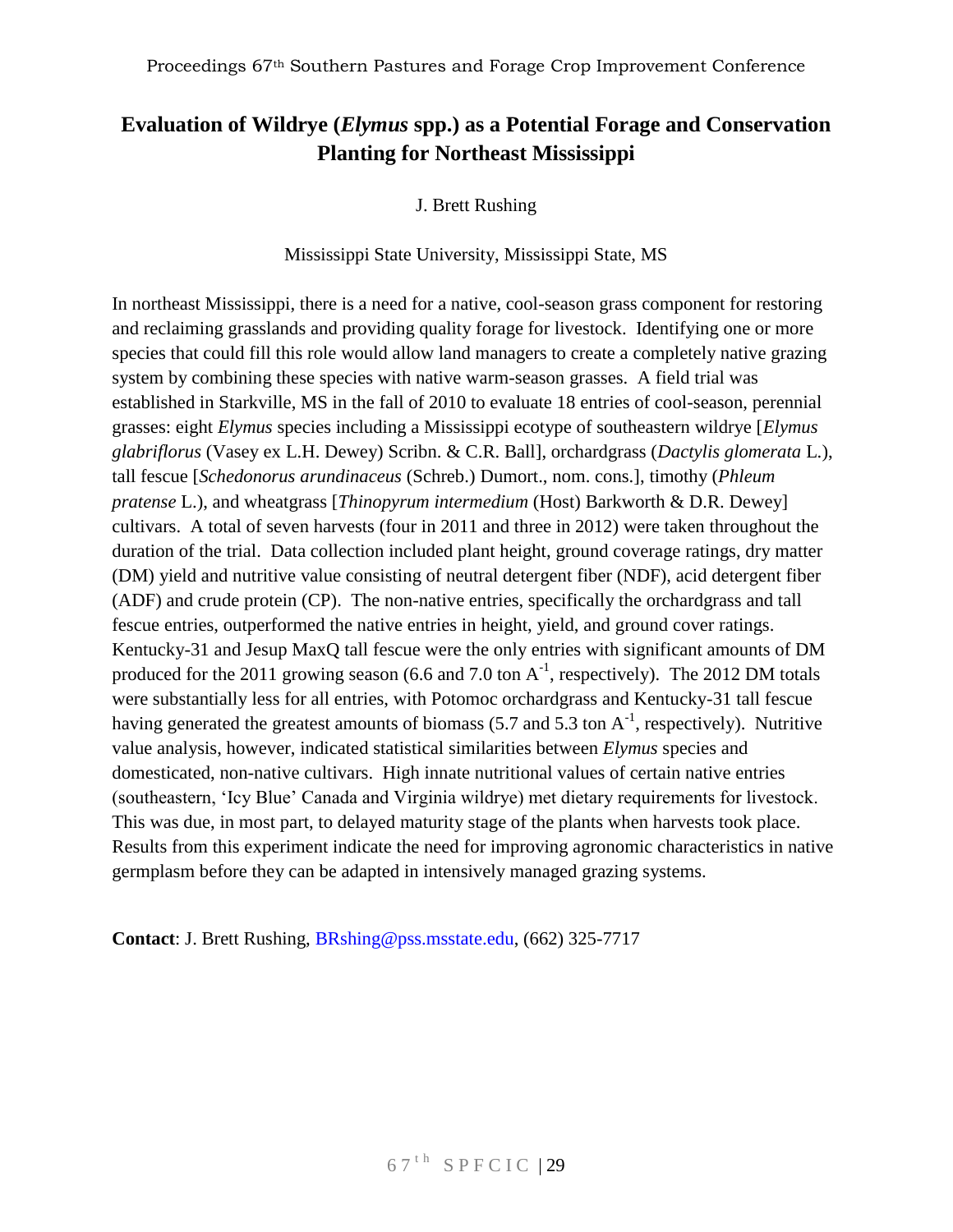# Evaluation of Wildrye (*Elymus* spp.) as a Potential Forage and Conservation Planting for Northeast Mississippi

J. Brett Rushing

Mississippi State University, Mississippi State, MS

In northeast Mississippi, there is a need for a native, cool-season grass component for restoring and reclaiming grasslands and providing quality forage for livestock. Identifying one or more species that could fill this role would allow land managers to create a completely native grazing system by combining these species with native warm-season grasses. A field trial was established in Starkville, MS in the fall of 2010 to evaluate 18 entries of cool-season, perennial grasses: eight *Elymus* species including a Mississippi ecotype of southeastern wildrye [*Elymus glabriflorus* (Vasey ex L.H. Dewey) Scribn. & C.R. Ball], orchardgrass (*Dactylis glomerata* L.), tall fescue [*Schedonorus arundinaceus* (Schreb.) Dumort., nom. cons.], timothy (*Phleum pratense* L.), and wheatgrass [*Thinopyrum intermedium* (Host) Barkworth & D.R. Dewey] cultivars. A total of seven harvests (four in 2011 and three in 2012) were taken throughout the duration of the trial. Data collection included plant height, ground coverage ratings, dry matter (DM) yield and nutritive value consisting of neutral detergent fiber (NDF), acid detergent fiber (ADF) and crude protein (CP). The non-native entries, specifically the orchardgrass and tall fescue entries, outperformed the native entries in height, yield, and ground cover ratings. Kentucky-31 and Jesup MaxQ tall fescue were the only entries with significant amounts of DM produced for the 2011 growing season (6.6 and 7.0 ton $A^{-1}$, respectively). The 2012 DM totals were substantially less for all entries, with Potomoc orchardgrass and Kentucky-31 tall fescue having generated the greatest amounts of biomass (5.7 and 5.3 ton $A^{-1}$, respectively). Nutritive value analysis, however, indicated statistical similarities between *Elymus* species and domesticated, non-native cultivars. High innate nutritional values of certain native entries (southeastern, 'Icy Blue' Canada and Virginia wildrye) met dietary requirements for livestock. This was due, in most part, to delayed maturity stage of the plants when harvests took place. Results from this experiment indicate the need for improving agronomic characteristics in native germplasm before they can be adapted in intensively managed grazing systems.

**Contact**: J. Brett Rushing, BRshing@pss.msstate.edu, (662) 325-7717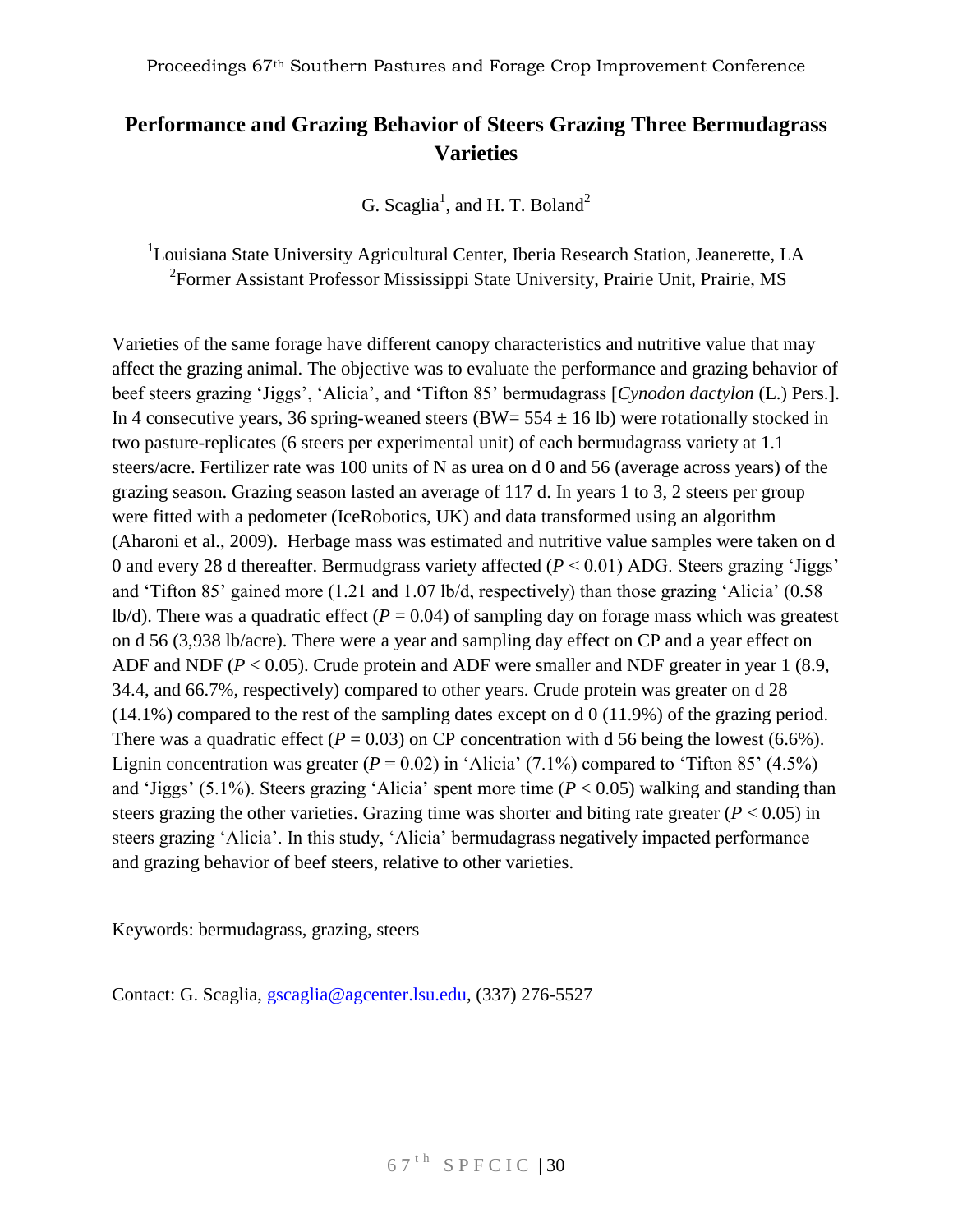# Performance and Grazing Behavior of Steers Grazing Three Bermudagrass Varieties

G. Scaglia[1], and H. T. Boland[2]

[1]Louisiana State University Agricultural Center, Iberia Research Station, Jeanerette, LA
[2]Former Assistant Professor Mississippi State University, Prairie Unit, Prairie, MS

Varieties of the same forage have different canopy characteristics and nutritive value that may affect the grazing animal. The objective was to evaluate the performance and grazing behavior of beef steers grazing 'Jiggs', 'Alicia', and 'Tifton 85' bermudagrass [*Cynodon dactylon* (L.) Pers.]. In 4 consecutive years, 36 spring-weaned steers (BW= 554 ± 16 lb) were rotationally stocked in two pasture-replicates (6 steers per experimental unit) of each bermudagrass variety at 1.1 steers/acre. Fertilizer rate was 100 units of N as urea on d 0 and 56 (average across years) of the grazing season. Grazing season lasted an average of 117 d. In years 1 to 3, 2 steers per group were fitted with a pedometer (IceRobotics, UK) and data transformed using an algorithm (Aharoni et al., 2009). Herbage mass was estimated and nutritive value samples were taken on d 0 and every 28 d thereafter. Bermudgrass variety affected ($P < 0.01$) ADG. Steers grazing 'Jiggs' and 'Tifton 85' gained more (1.21 and 1.07 lb/d, respectively) than those grazing 'Alicia' (0.58 lb/d). There was a quadratic effect ($P = 0.04$) of sampling day on forage mass which was greatest on d 56 (3,938 lb/acre). There were a year and sampling day effect on CP and a year effect on ADF and NDF ($P < 0.05$). Crude protein and ADF were smaller and NDF greater in year 1 (8.9, 34.4, and 66.7%, respectively) compared to other years. Crude protein was greater on d 28 (14.1%) compared to the rest of the sampling dates except on d 0 (11.9%) of the grazing period. There was a quadratic effect ($P = 0.03$) on CP concentration with d 56 being the lowest (6.6%). Lignin concentration was greater ($P = 0.02$) in 'Alicia' (7.1%) compared to 'Tifton 85' (4.5%) and 'Jiggs' (5.1%). Steers grazing 'Alicia' spent more time ($P < 0.05$) walking and standing than steers grazing the other varieties. Grazing time was shorter and biting rate greater ($P < 0.05$) in steers grazing 'Alicia'. In this study, 'Alicia' bermudagrass negatively impacted performance and grazing behavior of beef steers, relative to other varieties.

Keywords: bermudagrass, grazing, steers

Contact: G. Scaglia, gscaglia@agcenter.lsu.edu, (337) 276-5527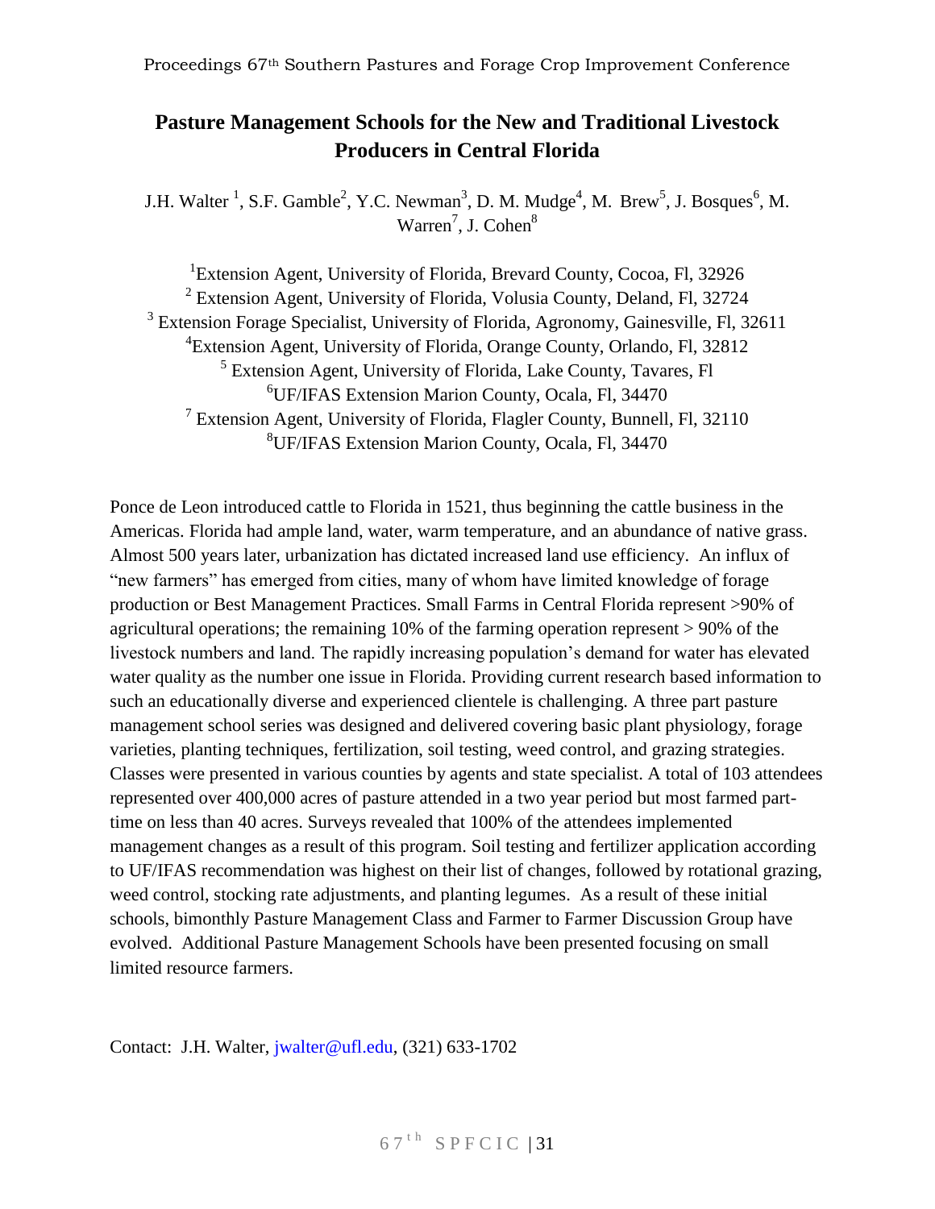# Pasture Management Schools for the New and Traditional Livestock Producers in Central Florida

J.H. Walter [1], S.F. Gamble[2], Y.C. Newman[3], D. M. Mudge[4], M. Brew[5], J. Bosques[6], M. Warren[7], J. Cohen[8]

[1]Extension Agent, University of Florida, Brevard County, Cocoa, Fl, 32926
[2] Extension Agent, University of Florida, Volusia County, Deland, Fl, 32724
[3] Extension Forage Specialist, University of Florida, Agronomy, Gainesville, Fl, 32611
[4]Extension Agent, University of Florida, Orange County, Orlando, Fl, 32812
[5] Extension Agent, University of Florida, Lake County, Tavares, Fl
[6]UF/IFAS Extension Marion County, Ocala, Fl, 34470
[7] Extension Agent, University of Florida, Flagler County, Bunnell, Fl, 32110
[8]UF/IFAS Extension Marion County, Ocala, Fl, 34470

Ponce de Leon introduced cattle to Florida in 1521, thus beginning the cattle business in the Americas. Florida had ample land, water, warm temperature, and an abundance of native grass. Almost 500 years later, urbanization has dictated increased land use efficiency. An influx of "new farmers" has emerged from cities, many of whom have limited knowledge of forage production or Best Management Practices. Small Farms in Central Florida represent >90% of agricultural operations; the remaining 10% of the farming operation represent > 90% of the livestock numbers and land. The rapidly increasing population's demand for water has elevated water quality as the number one issue in Florida. Providing current research based information to such an educationally diverse and experienced clientele is challenging. A three part pasture management school series was designed and delivered covering basic plant physiology, forage varieties, planting techniques, fertilization, soil testing, weed control, and grazing strategies. Classes were presented in various counties by agents and state specialist. A total of 103 attendees represented over 400,000 acres of pasture attended in a two year period but most farmed part-time on less than 40 acres. Surveys revealed that 100% of the attendees implemented management changes as a result of this program. Soil testing and fertilizer application according to UF/IFAS recommendation was highest on their list of changes, followed by rotational grazing, weed control, stocking rate adjustments, and planting legumes. As a result of these initial schools, bimonthly Pasture Management Class and Farmer to Farmer Discussion Group have evolved. Additional Pasture Management Schools have been presented focusing on small limited resource farmers.

Contact: J.H. Walter, jwalter@ufl.edu, (321) 633-1702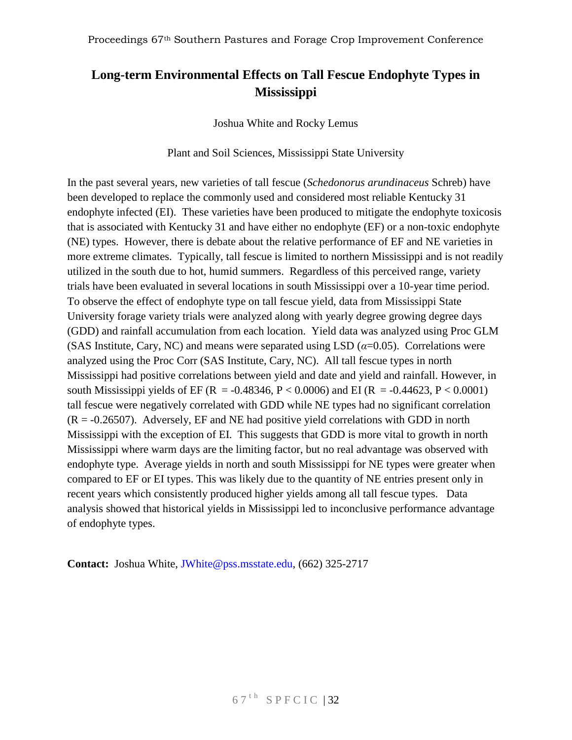# Long-term Environmental Effects on Tall Fescue Endophyte Types in Mississippi

Joshua White and Rocky Lemus

Plant and Soil Sciences, Mississippi State University

In the past several years, new varieties of tall fescue (*Schedonorus arundinaceus* Schreb) have been developed to replace the commonly used and considered most reliable Kentucky 31 endophyte infected (EI). These varieties have been produced to mitigate the endophyte toxicosis that is associated with Kentucky 31 and have either no endophyte (EF) or a non-toxic endophyte (NE) types. However, there is debate about the relative performance of EF and NE varieties in more extreme climates. Typically, tall fescue is limited to northern Mississippi and is not readily utilized in the south due to hot, humid summers. Regardless of this perceived range, variety trials have been evaluated in several locations in south Mississippi over a 10-year time period. To observe the effect of endophyte type on tall fescue yield, data from Mississippi State University forage variety trials were analyzed along with yearly degree growing degree days (GDD) and rainfall accumulation from each location. Yield data was analyzed using Proc GLM (SAS Institute, Cary, NC) and means were separated using LSD ($\alpha$=0.05). Correlations were analyzed using the Proc Corr (SAS Institute, Cary, NC). All tall fescue types in north Mississippi had positive correlations between yield and date and yield and rainfall. However, in south Mississippi yields of EF ($R = -0.48346$, $P < 0.0006$) and EI ($R = -0.44623$, $P < 0.0001$) tall fescue were negatively correlated with GDD while NE types had no significant correlation ($R = -0.26507$). Adversely, EF and NE had positive yield correlations with GDD in north Mississippi with the exception of EI. This suggests that GDD is more vital to growth in north Mississippi where warm days are the limiting factor, but no real advantage was observed with endophyte type. Average yields in north and south Mississippi for NE types were greater when compared to EF or EI types. This was likely due to the quantity of NE entries present only in recent years which consistently produced higher yields among all tall fescue types. Data analysis showed that historical yields in Mississippi led to inconclusive performance advantage of endophyte types.

**Contact:** Joshua White, JWhite@pss.msstate.edu, (662) 325-2717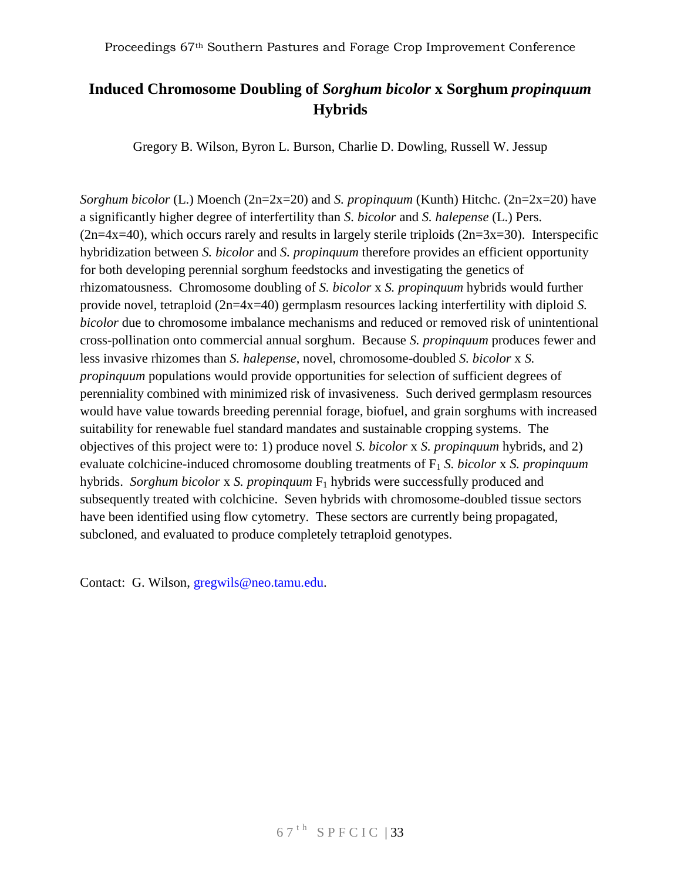# Induced Chromosome Doubling of *Sorghum bicolor* x Sorghum *propinquum* Hybrids

Gregory B. Wilson, Byron L. Burson, Charlie D. Dowling, Russell W. Jessup

*Sorghum bicolor* (L.) Moench (2n=2x=20) and *S. propinquum* (Kunth) Hitchc. (2n=2x=20) have a significantly higher degree of interfertility than *S. bicolor* and *S. halepense* (L.) Pers. (2n=4x=40), which occurs rarely and results in largely sterile triploids (2n=3x=30). Interspecific hybridization between *S. bicolor* and *S. propinquum* therefore provides an efficient opportunity for both developing perennial sorghum feedstocks and investigating the genetics of rhizomatousness. Chromosome doubling of *S. bicolor* x *S. propinquum* hybrids would further provide novel, tetraploid (2n=4x=40) germplasm resources lacking interfertility with diploid *S. bicolor* due to chromosome imbalance mechanisms and reduced or removed risk of unintentional cross-pollination onto commercial annual sorghum. Because *S. propinquum* produces fewer and less invasive rhizomes than *S. halepense*, novel, chromosome-doubled *S. bicolor* x *S. propinquum* populations would provide opportunities for selection of sufficient degrees of perenniality combined with minimized risk of invasiveness. Such derived germplasm resources would have value towards breeding perennial forage, biofuel, and grain sorghums with increased suitability for renewable fuel standard mandates and sustainable cropping systems. The objectives of this project were to: 1) produce novel *S. bicolor* x *S. propinquum* hybrids, and 2) evaluate colchicine-induced chromosome doubling treatments of $F_1$ *S. bicolor* x *S. propinquum* hybrids. *Sorghum bicolor* x *S. propinquum* $F_1$ hybrids were successfully produced and subsequently treated with colchicine. Seven hybrids with chromosome-doubled tissue sectors have been identified using flow cytometry. These sectors are currently being propagated, subcloned, and evaluated to produce completely tetraploid genotypes.

Contact: G. Wilson, gregwils@neo.tamu.edu.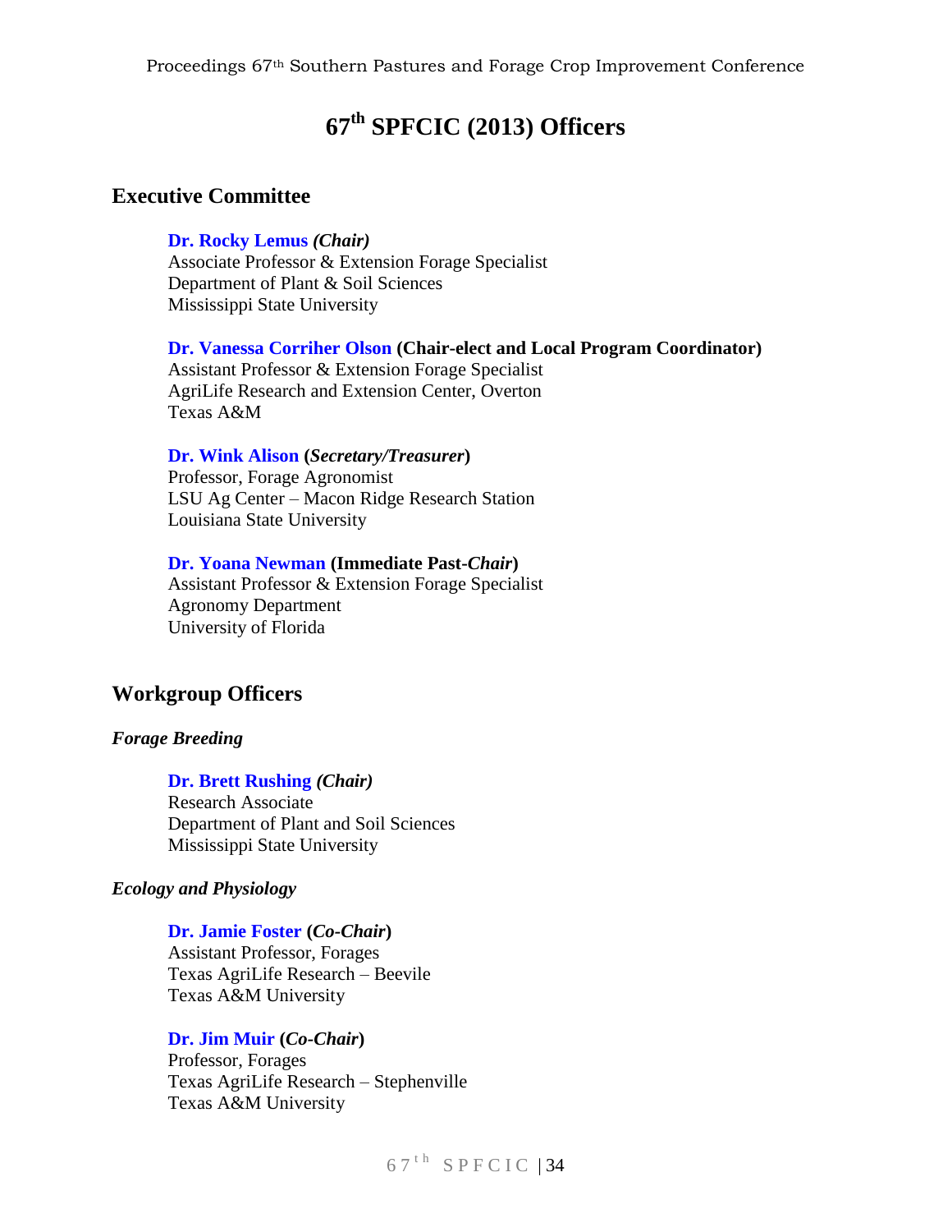# 67th SPFCIC (2013) Officers

## Executive Committee

**Dr. Rocky Lemus** ***(Chair)***
Associate Professor & Extension Forage Specialist
Department of Plant & Soil Sciences
Mississippi State University

**Dr. Vanessa Corriher Olson (Chair-elect and Local Program Coordinator)**
Assistant Professor & Extension Forage Specialist
AgriLife Research and Extension Center, Overton
Texas A&M

**Dr. Wink Alison (*Secretary/Treasurer*)**
Professor, Forage Agronomist
LSU Ag Center – Macon Ridge Research Station
Louisiana State University

**Dr. Yoana Newman (Immediate Past-*Chair*)**
Assistant Professor & Extension Forage Specialist
Agronomy Department
University of Florida

## Workgroup Officers

### *Forage Breeding*

**Dr. Brett Rushing** ***(Chair)***
Research Associate
Department of Plant and Soil Sciences
Mississippi State University

### *Ecology and Physiology*

**Dr. Jamie Foster (*Co-Chair*)**
Assistant Professor, Forages
Texas AgriLife Research – Beevile
Texas A&M University

**Dr. Jim Muir (*Co-Chair*)**
Professor, Forages
Texas AgriLife Research – Stephenville
Texas A&M University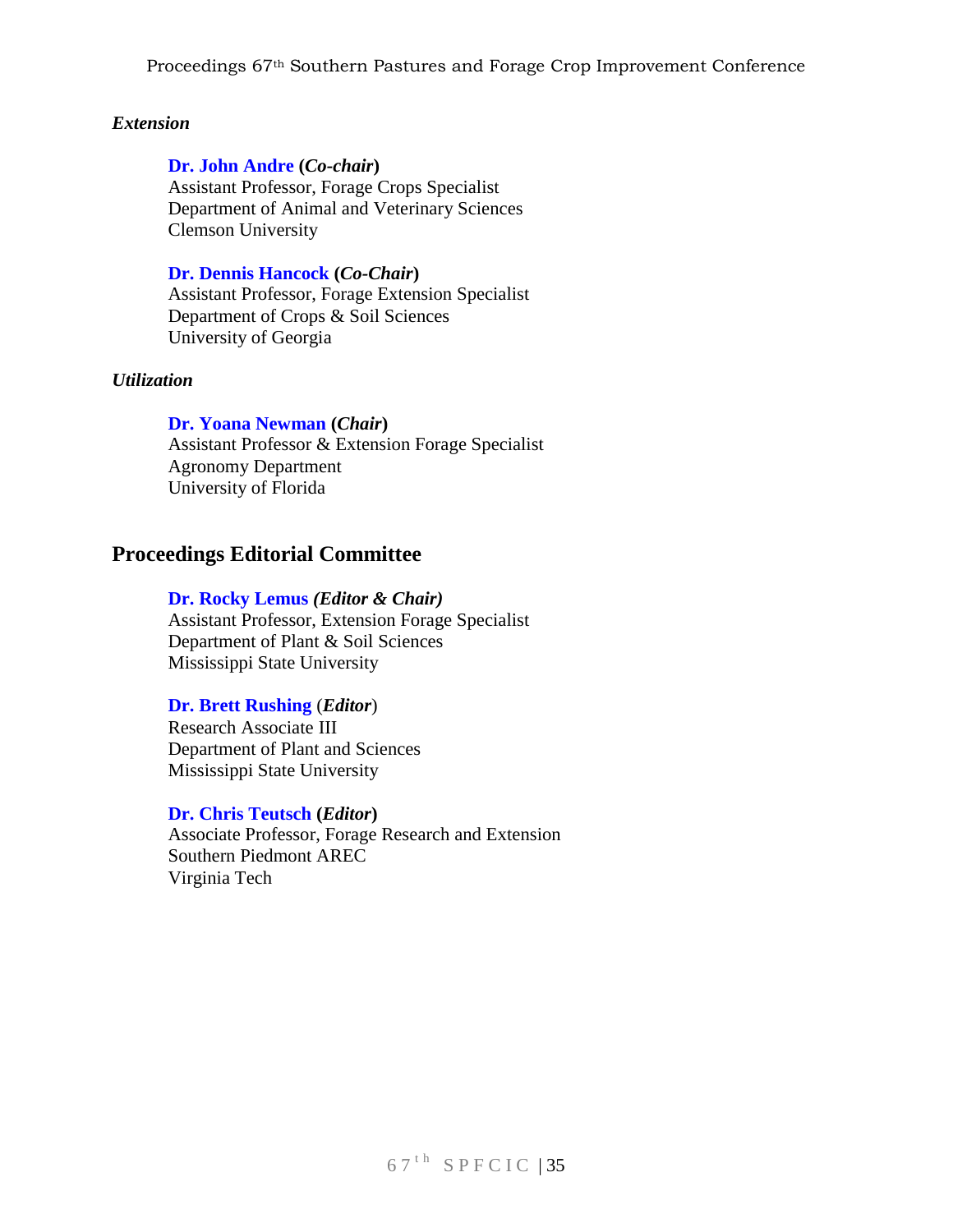### *Extension*

**Dr. John Andre** **(*Co-chair*)**
Assistant Professor, Forage Crops Specialist
Department of Animal and Veterinary Sciences
Clemson University

**Dr. Dennis Hancock** **(*Co-Chair*)**
Assistant Professor, Forage Extension Specialist
Department of Crops & Soil Sciences
University of Georgia

### *Utilization*

**Dr. Yoana Newman** **(*Chair*)**
Assistant Professor & Extension Forage Specialist
Agronomy Department
University of Florida

## Proceedings Editorial Committee

**Dr. Rocky Lemus** ***(Editor & Chair)***
Assistant Professor, Extension Forage Specialist
Department of Plant & Soil Sciences
Mississippi State University

**Dr. Brett Rushing** (***Editor***)
Research Associate III
Department of Plant and Sciences
Mississippi State University

**Dr. Chris Teutsch** **(*Editor*)**
Associate Professor, Forage Research and Extension
Southern Piedmont AREC
Virginia Tech